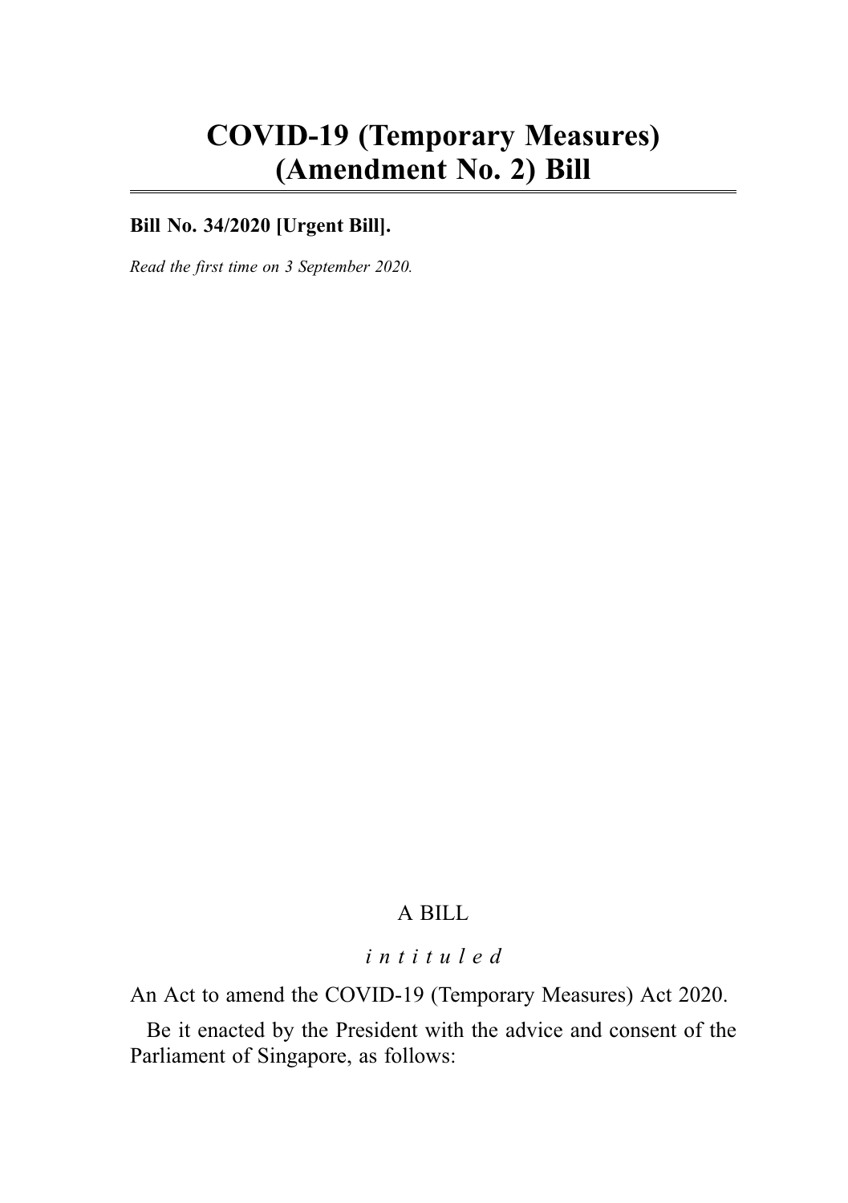# COVID-19 (Temporary Measures) (Amendment No. 2) Bill

**Bill No. 34/2020 [Urgent Bill].**

*Read the first time on 3 September 2020.*

A BILL

*intituled*

An Act to amend the COVID-19 (Temporary Measures) Act 2020.

Be it enacted by the President with the advice and consent of the Parliament of Singapore, as follows: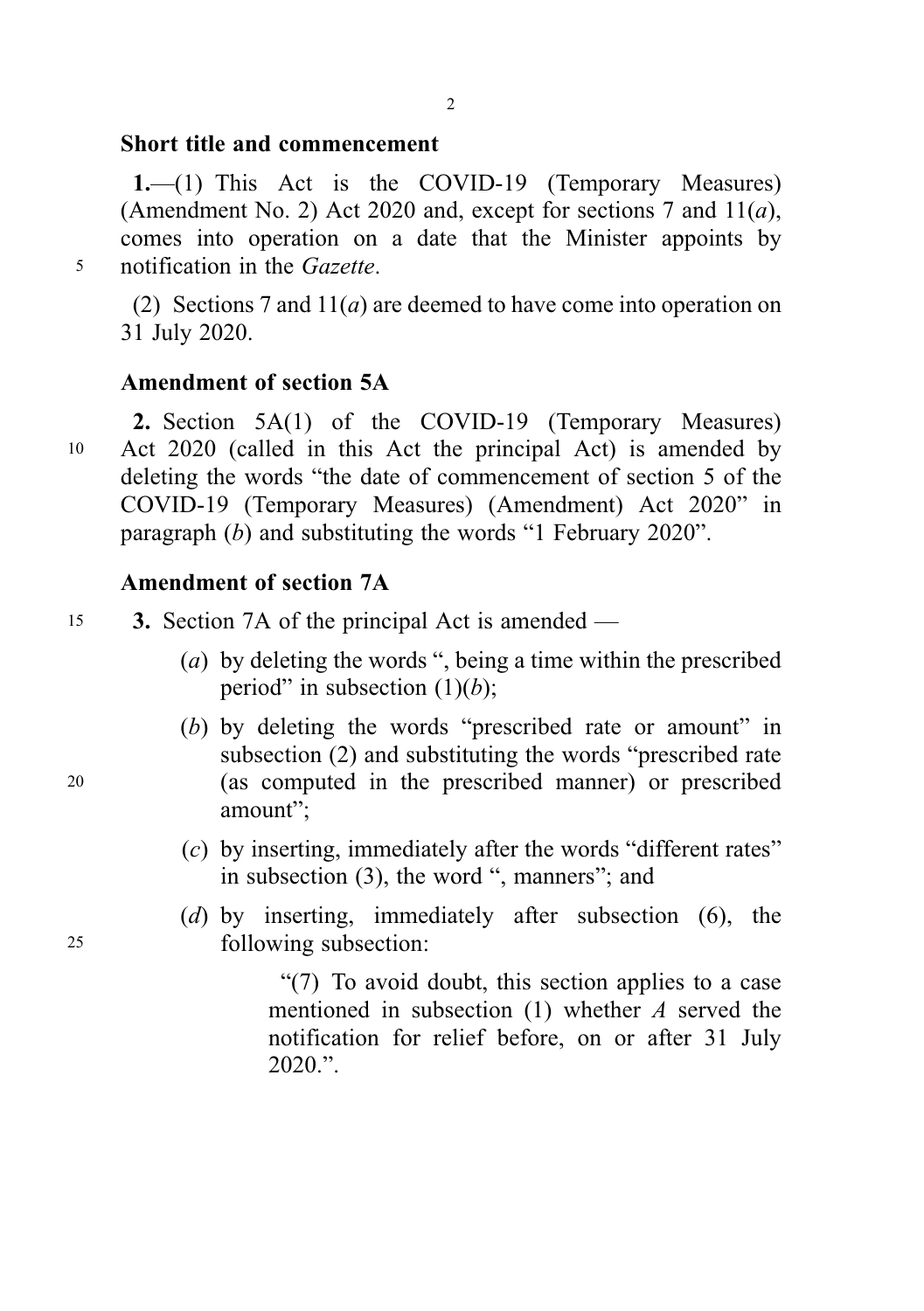### Short title and commencement

**1.**—(1) This Act is the COVID-19 (Temporary Measures) (Amendment No. 2) Act 2020 and, except for sections 7 and 11(*a*), comes into operation on a date that the Minister appoints by notification in the *Gazette*.

(2) Sections 7 and 11(*a*) are deemed to have come into operation on 31 July 2020.

### Amendment of section 5A

**2.** Section 5A(1) of the COVID-19 (Temporary Measures) Act 2020 (called in this Act the principal Act) is amended by deleting the words "the date of commencement of section 5 of the COVID-19 (Temporary Measures) (Amendment) Act 2020" in paragraph (*b*) and substituting the words "1 February 2020".

### Amendment of section 7A

**3.** Section 7A of the principal Act is amended —

(*a*) by deleting the words ", being a time within the prescribed period" in subsection (1)(*b*);

(*b*) by deleting the words "prescribed rate or amount" in subsection (2) and substituting the words "prescribed rate (as computed in the prescribed manner) or prescribed amount";

(*c*) by inserting, immediately after the words "different rates" in subsection (3), the word ", manners"; and

(*d*) by inserting, immediately after subsection (6), the following subsection:

> "(7) To avoid doubt, this section applies to a case mentioned in subsection (1) whether *A* served the notification for relief before, on or after 31 July 2020.".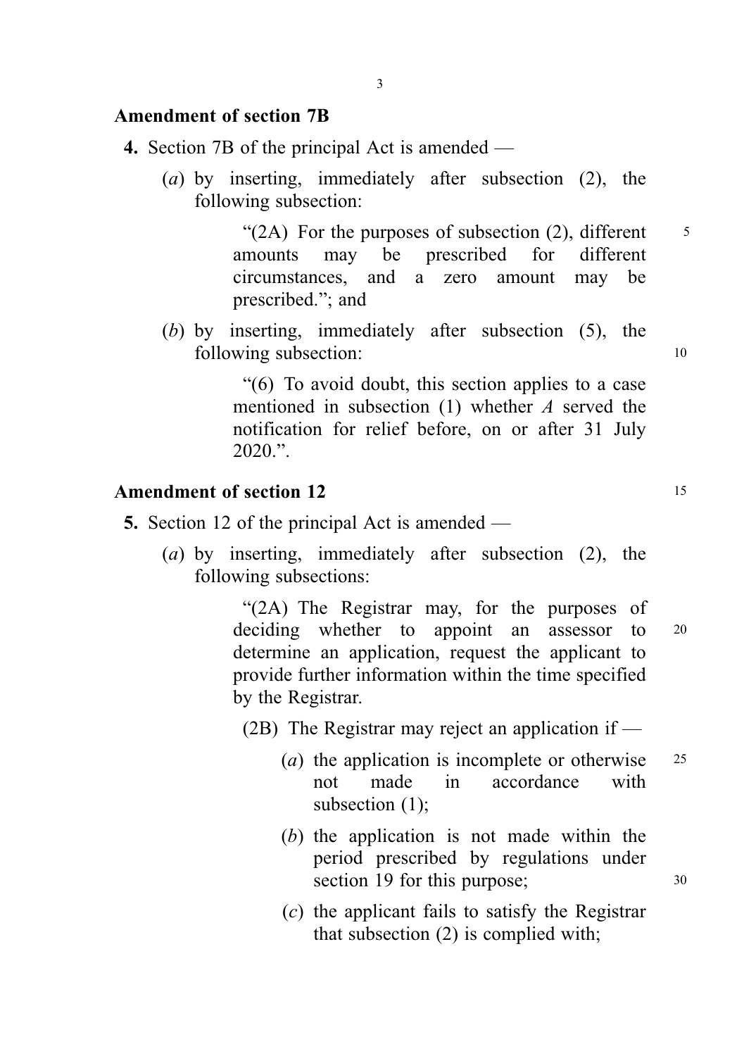### Amendment of section 7B

**4.** Section 7B of the principal Act is amended —

(*a*) by inserting, immediately after subsection (2), the following subsection:

> "(2A) For the purposes of subsection (2), different amounts may be prescribed for different circumstances, and a zero amount may be prescribed."; and

(*b*) by inserting, immediately after subsection (5), the following subsection:

> "(6) To avoid doubt, this section applies to a case mentioned in subsection (1) whether *A* served the notification for relief before, on or after 31 July 2020.".

### Amendment of section 12

**5.** Section 12 of the principal Act is amended —

(*a*) by inserting, immediately after subsection (2), the following subsections:

> "(2A) The Registrar may, for the purposes of deciding whether to appoint an assessor to determine an application, request the applicant to provide further information within the time specified by the Registrar.
>
> (2B) The Registrar may reject an application if —
>
> (*a*) the application is incomplete or otherwise not made in accordance with subsection (1);
>
> (*b*) the application is not made within the period prescribed by regulations under section 19 for this purpose;
>
> (*c*) the applicant fails to satisfy the Registrar that subsection (2) is complied with;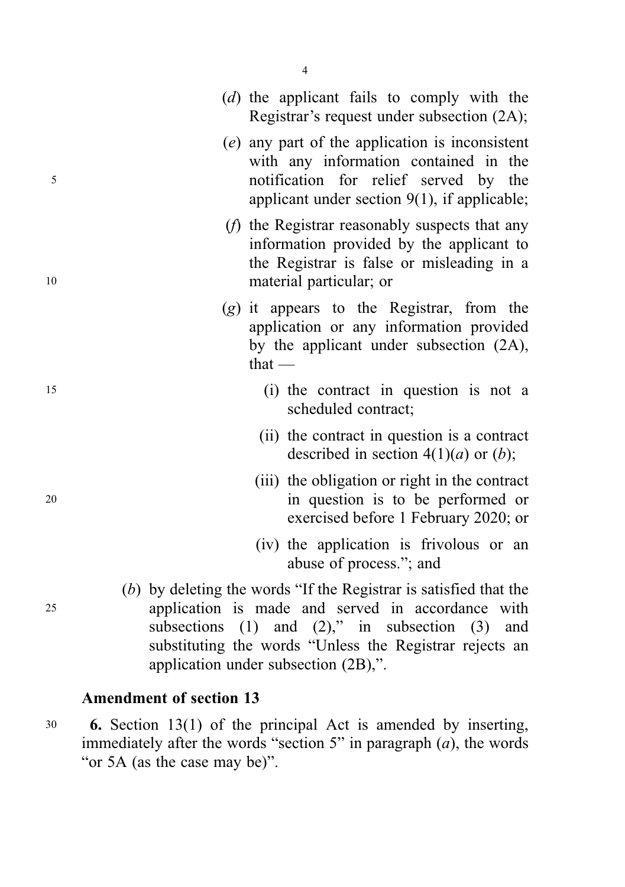(*d*) the applicant fails to comply with the Registrar's request under subsection (2A);

(*e*) any part of the application is inconsistent with any information contained in the notification for relief served by the applicant under section 9(1), if applicable;

(*f*) the Registrar reasonably suspects that any information provided by the applicant to the Registrar is false or misleading in a material particular; or

(*g*) it appears to the Registrar, from the application or any information provided by the applicant under subsection (2A), that —

(i) the contract in question is not a scheduled contract;

(ii) the contract in question is a contract described in section 4(1)(*a*) or (*b*);

(iii) the obligation or right in the contract in question is to be performed or exercised before 1 February 2020; or

(iv) the application is frivolous or an abuse of process."; and

(*b*) by deleting the words "If the Registrar is satisfied that the application is made and served in accordance with subsections (1) and (2)," in subsection (3) and substituting the words "Unless the Registrar rejects an application under subsection (2B),".

**Amendment of section 13**

**6.** Section 13(1) of the principal Act is amended by inserting, immediately after the words "section 5" in paragraph (*a*), the words "or 5A (as the case may be)".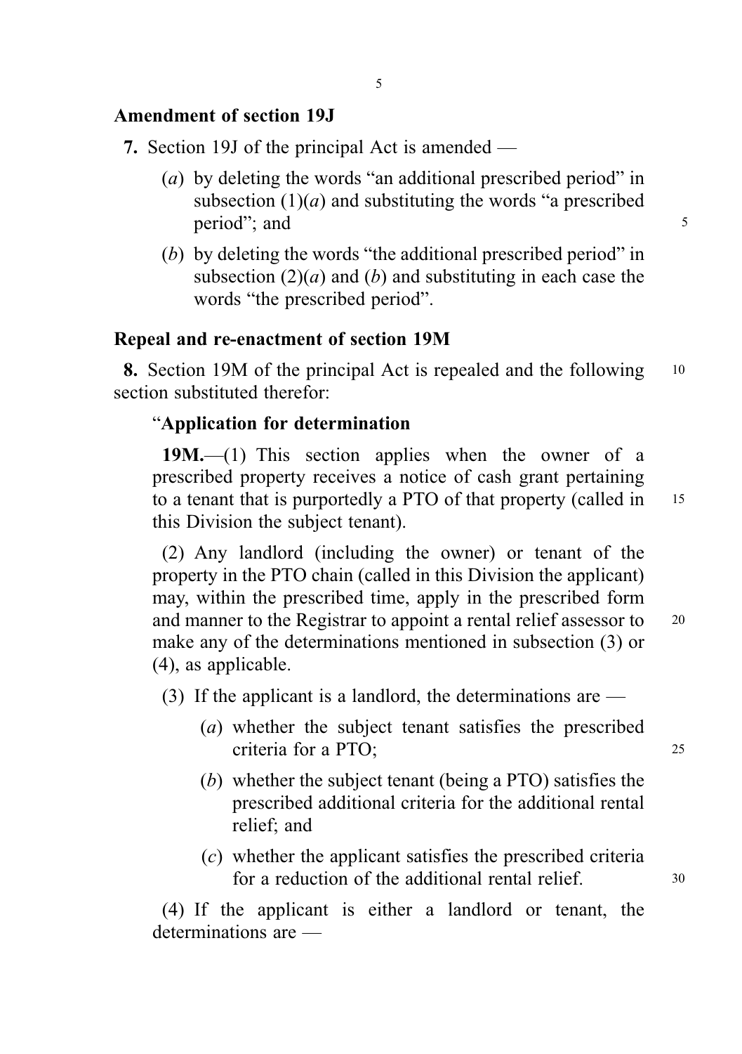### Amendment of section 19J

**7.** Section 19J of the principal Act is amended —

(*a*) by deleting the words "an additional prescribed period" in subsection (1)(*a*) and substituting the words "a prescribed period"; and

(*b*) by deleting the words "the additional prescribed period" in subsection (2)(*a*) and (*b*) and substituting in each case the words "the prescribed period".

### Repeal and re-enactment of section 19M

**8.** Section 19M of the principal Act is repealed and the following section substituted therefor:

"**Application for determination**

**19M.**—(1) This section applies when the owner of a prescribed property receives a notice of cash grant pertaining to a tenant that is purportedly a PTO of that property (called in this Division the subject tenant).

(2) Any landlord (including the owner) or tenant of the property in the PTO chain (called in this Division the applicant) may, within the prescribed time, apply in the prescribed form and manner to the Registrar to appoint a rental relief assessor to make any of the determinations mentioned in subsection (3) or (4), as applicable.

(3) If the applicant is a landlord, the determinations are —

(*a*) whether the subject tenant satisfies the prescribed criteria for a PTO;

(*b*) whether the subject tenant (being a PTO) satisfies the prescribed additional criteria for the additional rental relief; and

(*c*) whether the applicant satisfies the prescribed criteria for a reduction of the additional rental relief.

(4) If the applicant is either a landlord or tenant, the determinations are —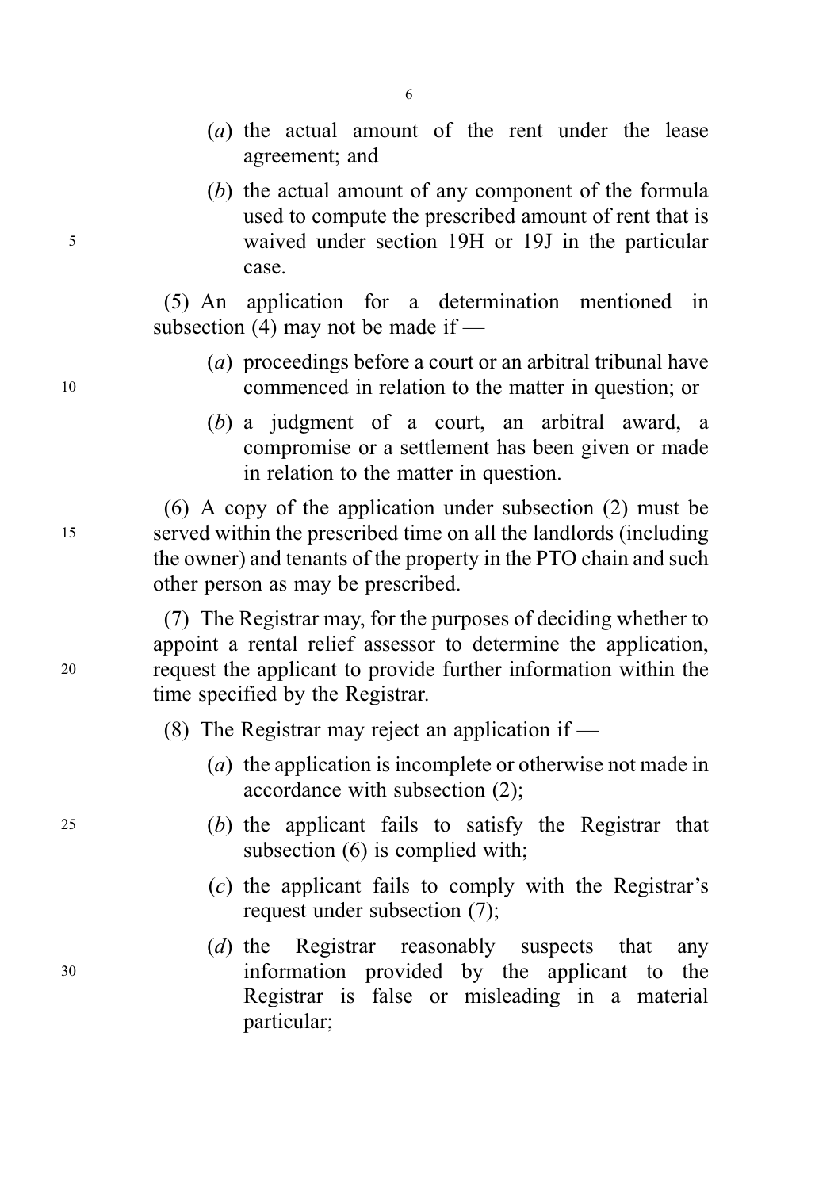(*a*) the actual amount of the rent under the lease agreement; and

(*b*) the actual amount of any component of the formula used to compute the prescribed amount of rent that is waived under section 19H or 19J in the particular case.

(5) An application for a determination mentioned in subsection (4) may not be made if —

(*a*) proceedings before a court or an arbitral tribunal have commenced in relation to the matter in question; or

(*b*) a judgment of a court, an arbitral award, a compromise or a settlement has been given or made in relation to the matter in question.

(6) A copy of the application under subsection (2) must be served within the prescribed time on all the landlords (including the owner) and tenants of the property in the PTO chain and such other person as may be prescribed.

(7) The Registrar may, for the purposes of deciding whether to appoint a rental relief assessor to determine the application, request the applicant to provide further information within the time specified by the Registrar.

(8) The Registrar may reject an application if —

(*a*) the application is incomplete or otherwise not made in accordance with subsection (2);

(*b*) the applicant fails to satisfy the Registrar that subsection (6) is complied with;

(*c*) the applicant fails to comply with the Registrar's request under subsection (7);

(*d*) the Registrar reasonably suspects that any information provided by the applicant to the Registrar is false or misleading in a material particular;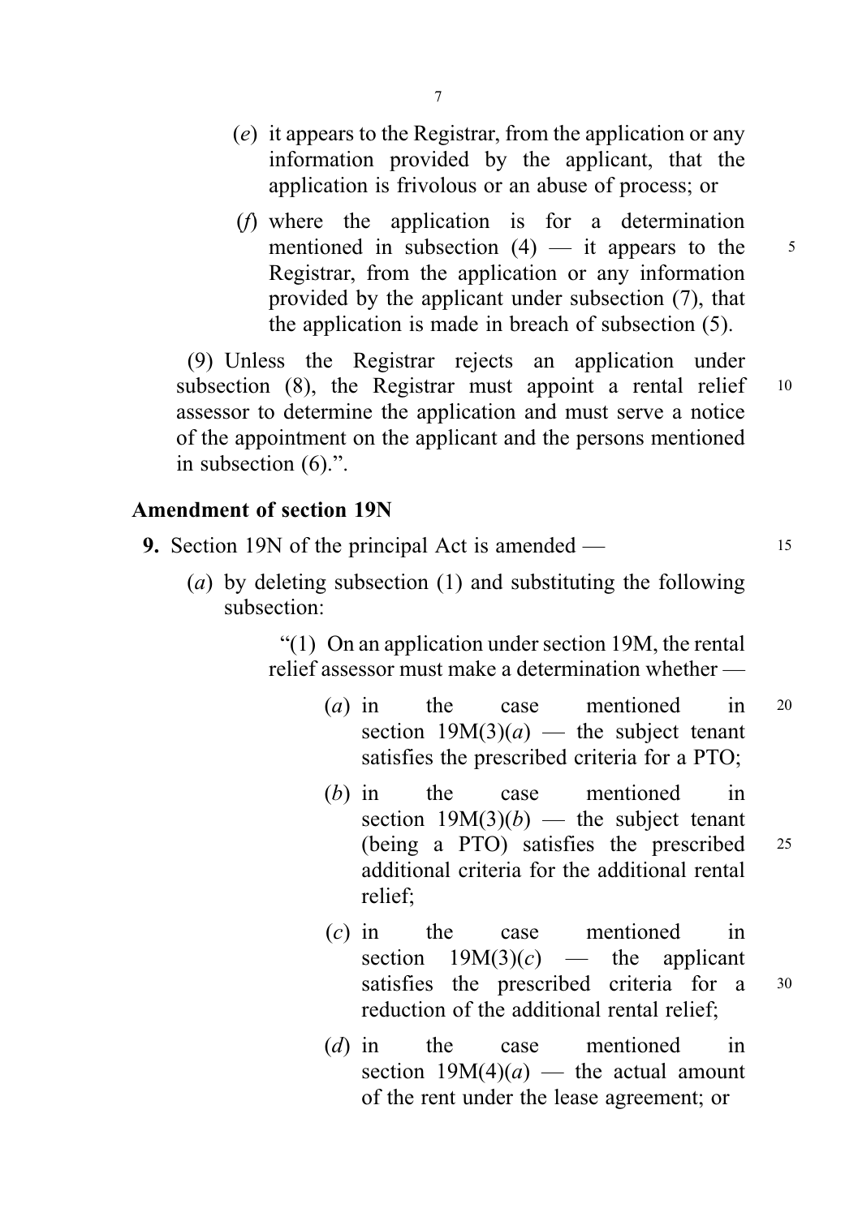(*e*) it appears to the Registrar, from the application or any information provided by the applicant, that the application is frivolous or an abuse of process; or

(*f*) where the application is for a determination mentioned in subsection (4) — it appears to the Registrar, from the application or any information provided by the applicant under subsection (7), that the application is made in breach of subsection (5).

(9) Unless the Registrar rejects an application under subsection (8), the Registrar must appoint a rental relief assessor to determine the application and must serve a notice of the appointment on the applicant and the persons mentioned in subsection (6).".

### Amendment of section 19N

**9.** Section 19N of the principal Act is amended —

(*a*) by deleting subsection (1) and substituting the following subsection:

"(1) On an application under section 19M, the rental relief assessor must make a determination whether —

(*a*) in the case mentioned in section 19M(3)(*a*) — the subject tenant satisfies the prescribed criteria for a PTO;

(*b*) in the case mentioned in section 19M(3)(*b*) — the subject tenant (being a PTO) satisfies the prescribed additional criteria for the additional rental relief;

(*c*) in the case mentioned in section 19M(3)(*c*) — the applicant satisfies the prescribed criteria for a reduction of the additional rental relief;

(*d*) in the case mentioned in section 19M(4)(*a*) — the actual amount of the rent under the lease agreement; or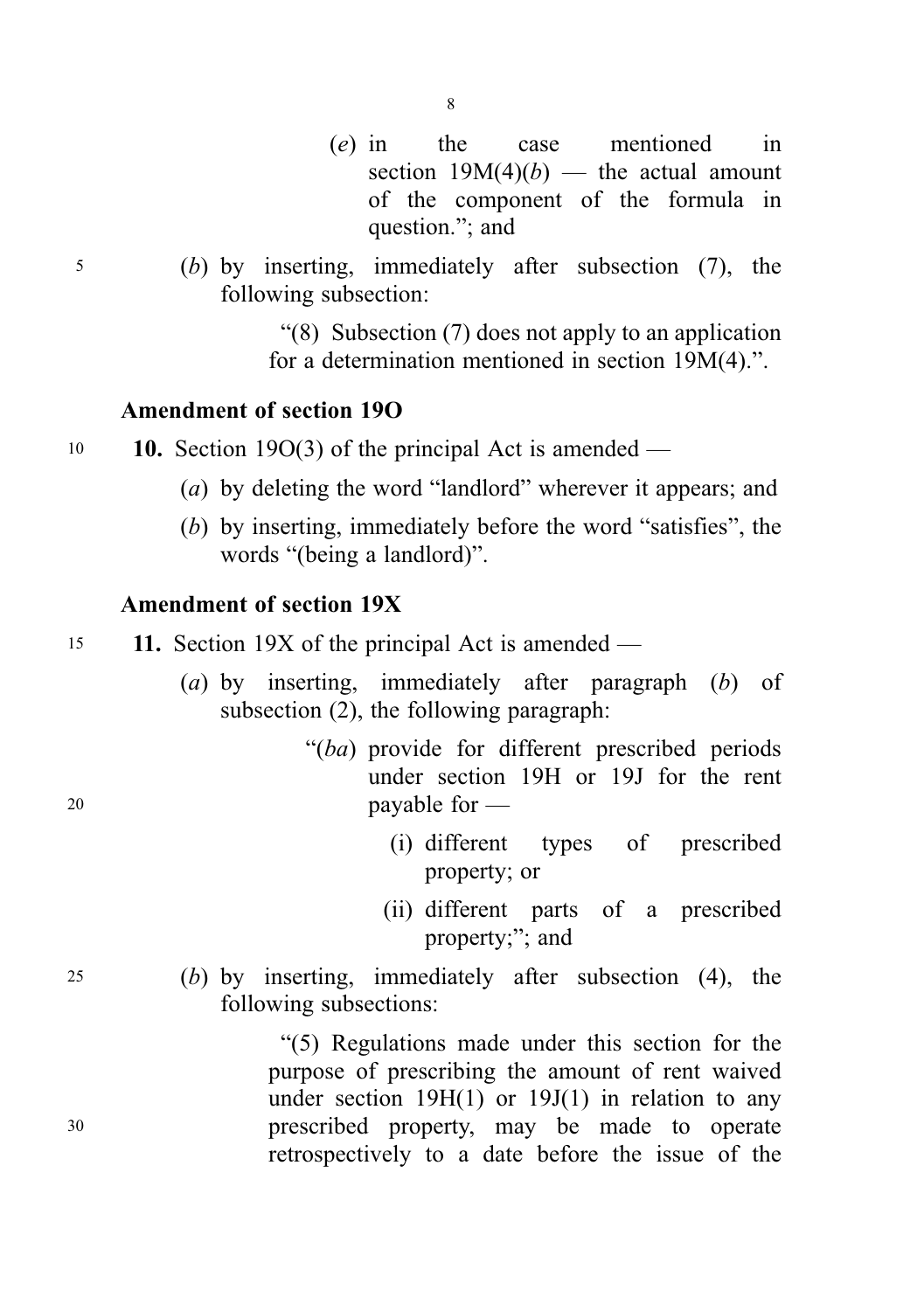(*e*) in the case mentioned in section 19M(4)(*b*) — the actual amount of the component of the formula in question."; and

(*b*) by inserting, immediately after subsection (7), the following subsection:

"(8) Subsection (7) does not apply to an application for a determination mentioned in section 19M(4).".

### Amendment of section 19O

**10.** Section 19O(3) of the principal Act is amended —

(*a*) by deleting the word "landlord" wherever it appears; and

(*b*) by inserting, immediately before the word "satisfies", the words "(being a landlord)".

### Amendment of section 19X

**11.** Section 19X of the principal Act is amended —

(*a*) by inserting, immediately after paragraph (*b*) of subsection (2), the following paragraph:

"(*ba*) provide for different prescribed periods under section 19H or 19J for the rent payable for —

(i) different types of prescribed property; or

(ii) different parts of a prescribed property;"; and

(*b*) by inserting, immediately after subsection (4), the following subsections:

"(5) Regulations made under this section for the purpose of prescribing the amount of rent waived under section 19H(1) or 19J(1) in relation to any prescribed property, may be made to operate retrospectively to a date before the issue of the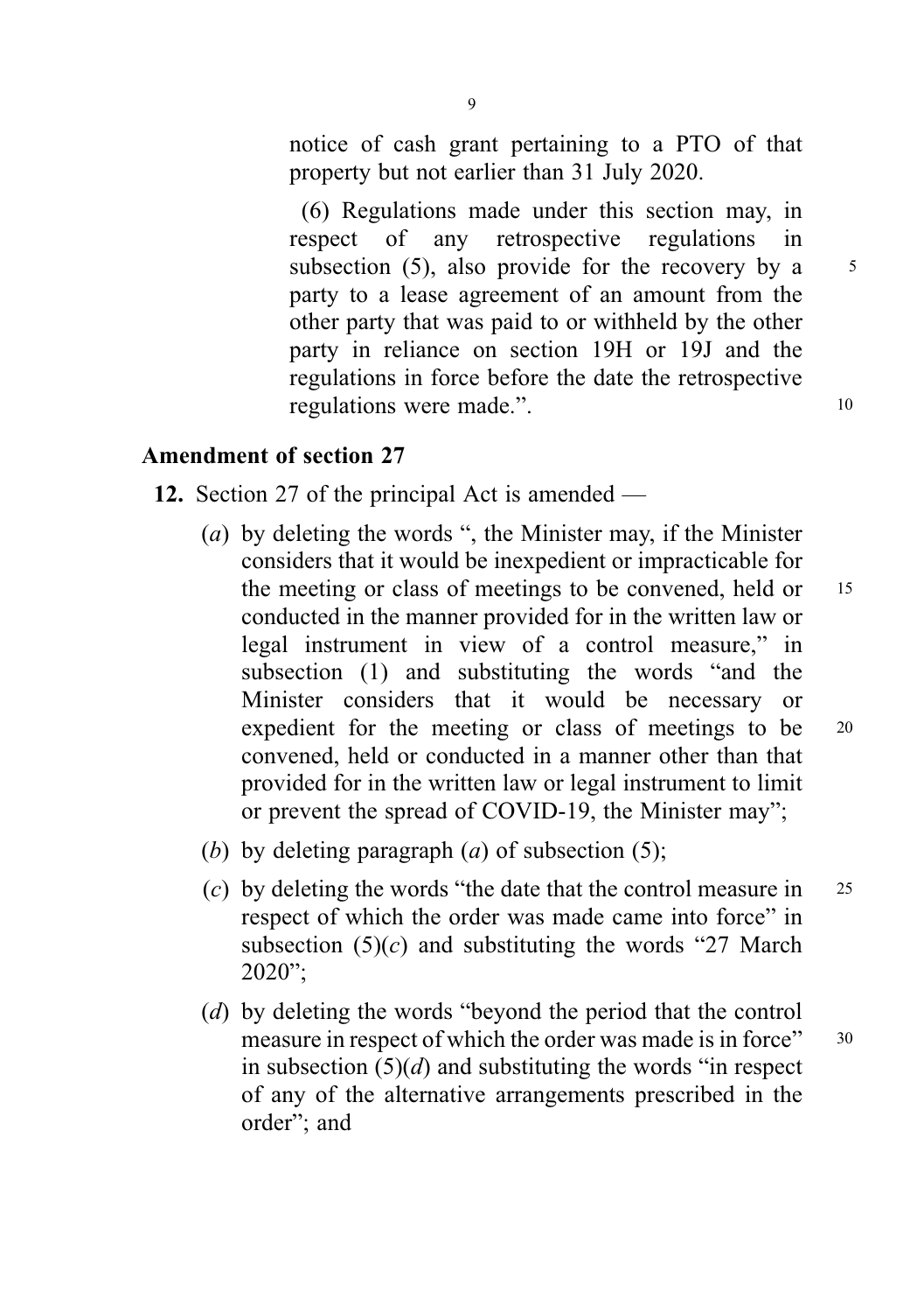notice of cash grant pertaining to a PTO of that property but not earlier than 31 July 2020.

(6) Regulations made under this section may, in respect of any retrospective regulations in subsection (5), also provide for the recovery by a party to a lease agreement of an amount from the other party that was paid to or withheld by the other party in reliance on section 19H or 19J and the regulations in force before the date the retrospective regulations were made.".

## Amendment of section 27

**12.** Section 27 of the principal Act is amended —

(*a*) by deleting the words ", the Minister may, if the Minister considers that it would be inexpedient or impracticable for the meeting or class of meetings to be convened, held or conducted in the manner provided for in the written law or legal instrument in view of a control measure," in subsection (1) and substituting the words "and the Minister considers that it would be necessary or expedient for the meeting or class of meetings to be convened, held or conducted in a manner other than that provided for in the written law or legal instrument to limit or prevent the spread of COVID-19, the Minister may";

(*b*) by deleting paragraph (*a*) of subsection (5);

(*c*) by deleting the words "the date that the control measure in respect of which the order was made came into force" in subsection (5)(*c*) and substituting the words "27 March 2020";

(*d*) by deleting the words "beyond the period that the control measure in respect of which the order was made is in force" in subsection (5)(*d*) and substituting the words "in respect of any of the alternative arrangements prescribed in the order"; and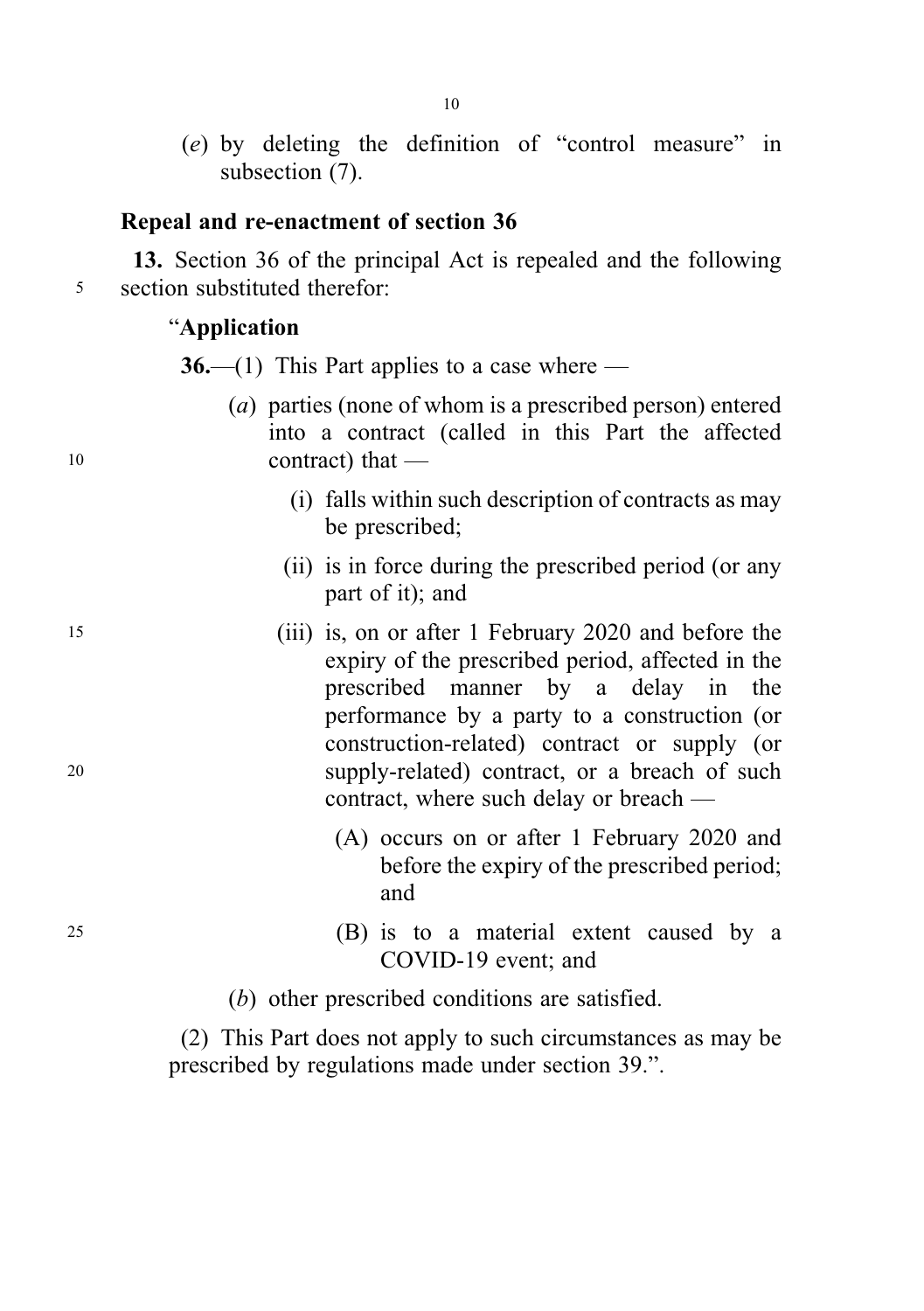(*e*) by deleting the definition of "control measure" in subsection (7).

**Repeal and re-enactment of section 36**

**13.** Section 36 of the principal Act is repealed and the following section substituted therefor:

"**Application**

**36.**—(1) This Part applies to a case where —

(*a*) parties (none of whom is a prescribed person) entered into a contract (called in this Part the affected contract) that —

(i) falls within such description of contracts as may be prescribed;

(ii) is in force during the prescribed period (or any part of it); and

(iii) is, on or after 1 February 2020 and before the expiry of the prescribed period, affected in the prescribed manner by a delay in the performance by a party to a construction (or construction-related) contract or supply (or supply-related) contract, or a breach of such contract, where such delay or breach —

(A) occurs on or after 1 February 2020 and before the expiry of the prescribed period; and

(B) is to a material extent caused by a COVID-19 event; and

(*b*) other prescribed conditions are satisfied.

(2) This Part does not apply to such circumstances as may be prescribed by regulations made under section 39.".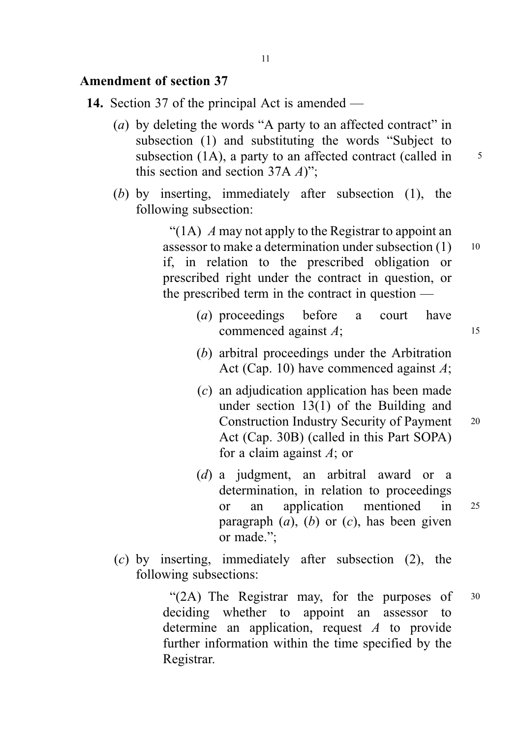## Amendment of section 37

**14.** Section 37 of the principal Act is amended —

(*a*) by deleting the words "A party to an affected contract" in subsection (1) and substituting the words "Subject to subsection (1A), a party to an affected contract (called in this section and section 37A *A*)";

(*b*) by inserting, immediately after subsection (1), the following subsection:

> "(1A) *A* may not apply to the Registrar to appoint an assessor to make a determination under subsection (1) if, in relation to the prescribed obligation or prescribed right under the contract in question, or the prescribed term in the contract in question —
>
> (*a*) proceedings before a court have commenced against *A*;
>
> (*b*) arbitral proceedings under the Arbitration Act (Cap. 10) have commenced against *A*;
>
> (*c*) an adjudication application has been made under section 13(1) of the Building and Construction Industry Security of Payment Act (Cap. 30B) (called in this Part SOPA) for a claim against *A*; or
>
> (*d*) a judgment, an arbitral award or a determination, in relation to proceedings or an application mentioned in paragraph (*a*), (*b*) or (*c*), has been given or made.";

(*c*) by inserting, immediately after subsection (2), the following subsections:

> "(2A) The Registrar may, for the purposes of deciding whether to appoint an assessor to determine an application, request *A* to provide further information within the time specified by the Registrar.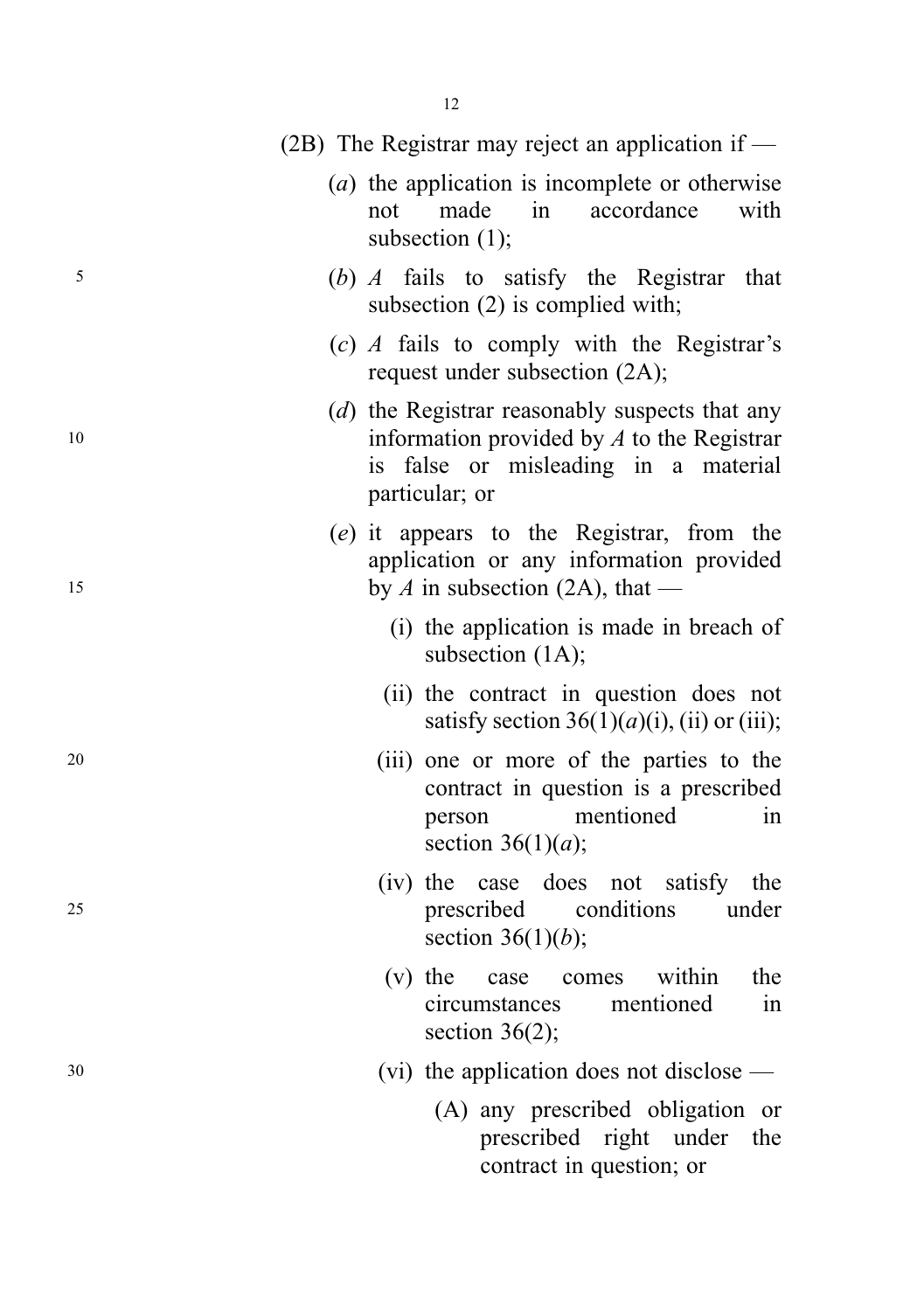(2B) The Registrar may reject an application if —

(*a*) the application is incomplete or otherwise not made in accordance with subsection (1);

(*b*) *A* fails to satisfy the Registrar that subsection (2) is complied with;

(*c*) *A* fails to comply with the Registrar's request under subsection (2A);

(*d*) the Registrar reasonably suspects that any information provided by *A* to the Registrar is false or misleading in a material particular; or

(*e*) it appears to the Registrar, from the application or any information provided by *A* in subsection (2A), that —

(i) the application is made in breach of subsection (1A);

(ii) the contract in question does not satisfy section 36(1)(*a*)(i), (ii) or (iii);

(iii) one or more of the parties to the contract in question is a prescribed person mentioned in section 36(1)(*a*);

(iv) the case does not satisfy the prescribed conditions under section 36(1)(*b*);

(v) the case comes within the circumstances mentioned in section 36(2);

(vi) the application does not disclose —

(A) any prescribed obligation or prescribed right under the contract in question; or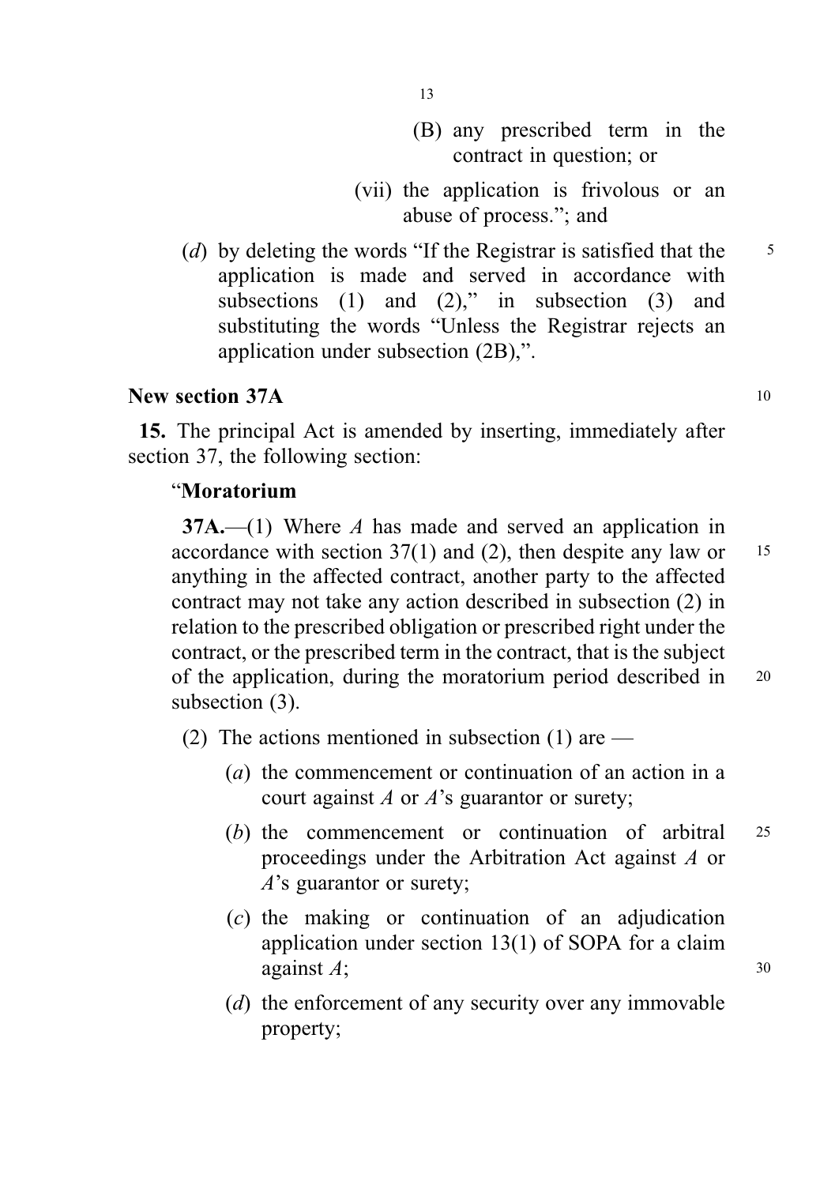(B) any prescribed term in the contract in question; or

(vii) the application is frivolous or an abuse of process."; and

(*d*) by deleting the words "If the Registrar is satisfied that the application is made and served in accordance with subsections (1) and (2)," in subsection (3) and substituting the words "Unless the Registrar rejects an application under subsection (2B),".

**New section 37A**

**15.** The principal Act is amended by inserting, immediately after section 37, the following section:

"**Moratorium**

**37A.**—(1) Where *A* has made and served an application in accordance with section 37(1) and (2), then despite any law or anything in the affected contract, another party to the affected contract may not take any action described in subsection (2) in relation to the prescribed obligation or prescribed right under the contract, or the prescribed term in the contract, that is the subject of the application, during the moratorium period described in subsection (3).

(2) The actions mentioned in subsection (1) are —

(*a*) the commencement or continuation of an action in a court against *A* or *A*'s guarantor or surety;

(*b*) the commencement or continuation of arbitral proceedings under the Arbitration Act against *A* or *A*'s guarantor or surety;

(*c*) the making or continuation of an adjudication application under section 13(1) of SOPA for a claim against *A*;

(*d*) the enforcement of any security over any immovable property;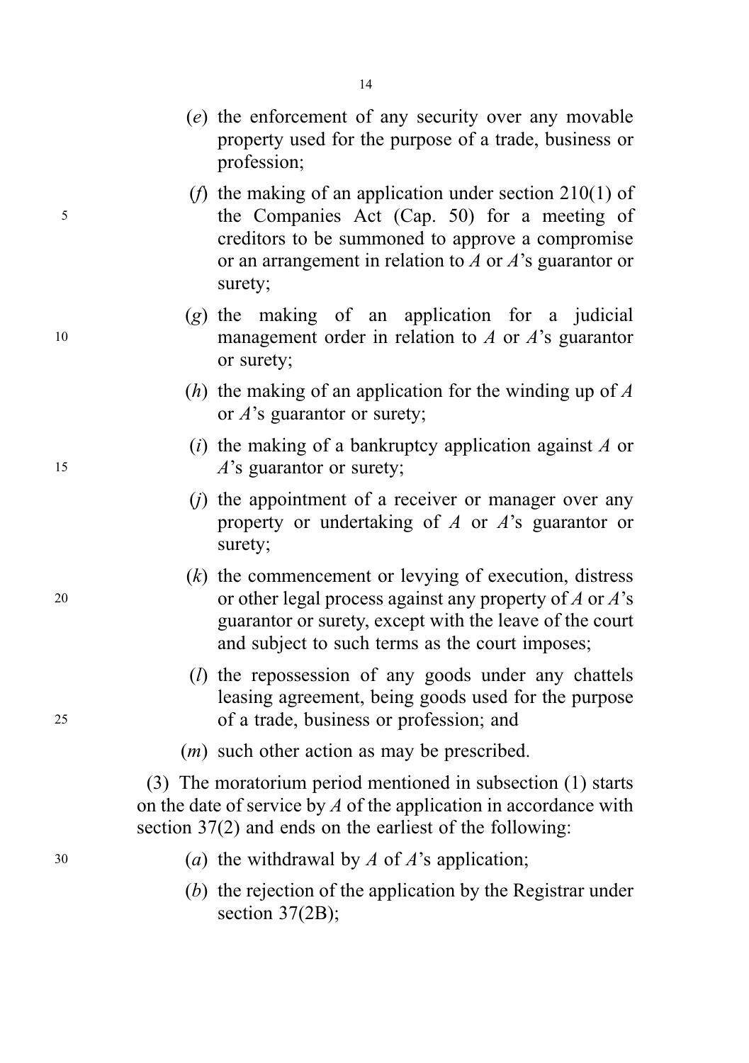(*e*) the enforcement of any security over any movable property used for the purpose of a trade, business or profession;

(*f*) the making of an application under section 210(1) of the Companies Act (Cap. 50) for a meeting of creditors to be summoned to approve a compromise or an arrangement in relation to *A* or *A*'s guarantor or surety;

(*g*) the making of an application for a judicial management order in relation to *A* or *A*'s guarantor or surety;

(*h*) the making of an application for the winding up of *A* or *A*'s guarantor or surety;

(*i*) the making of a bankruptcy application against *A* or *A*'s guarantor or surety;

(*j*) the appointment of a receiver or manager over any property or undertaking of *A* or *A*'s guarantor or surety;

(*k*) the commencement or levying of execution, distress or other legal process against any property of *A* or *A*'s guarantor or surety, except with the leave of the court and subject to such terms as the court imposes;

(*l*) the repossession of any goods under any chattels leasing agreement, being goods used for the purpose of a trade, business or profession; and

(*m*) such other action as may be prescribed.

(3) The moratorium period mentioned in subsection (1) starts on the date of service by *A* of the application in accordance with section 37(2) and ends on the earliest of the following:

(*a*) the withdrawal by *A* of *A*'s application;

(*b*) the rejection of the application by the Registrar under section 37(2B);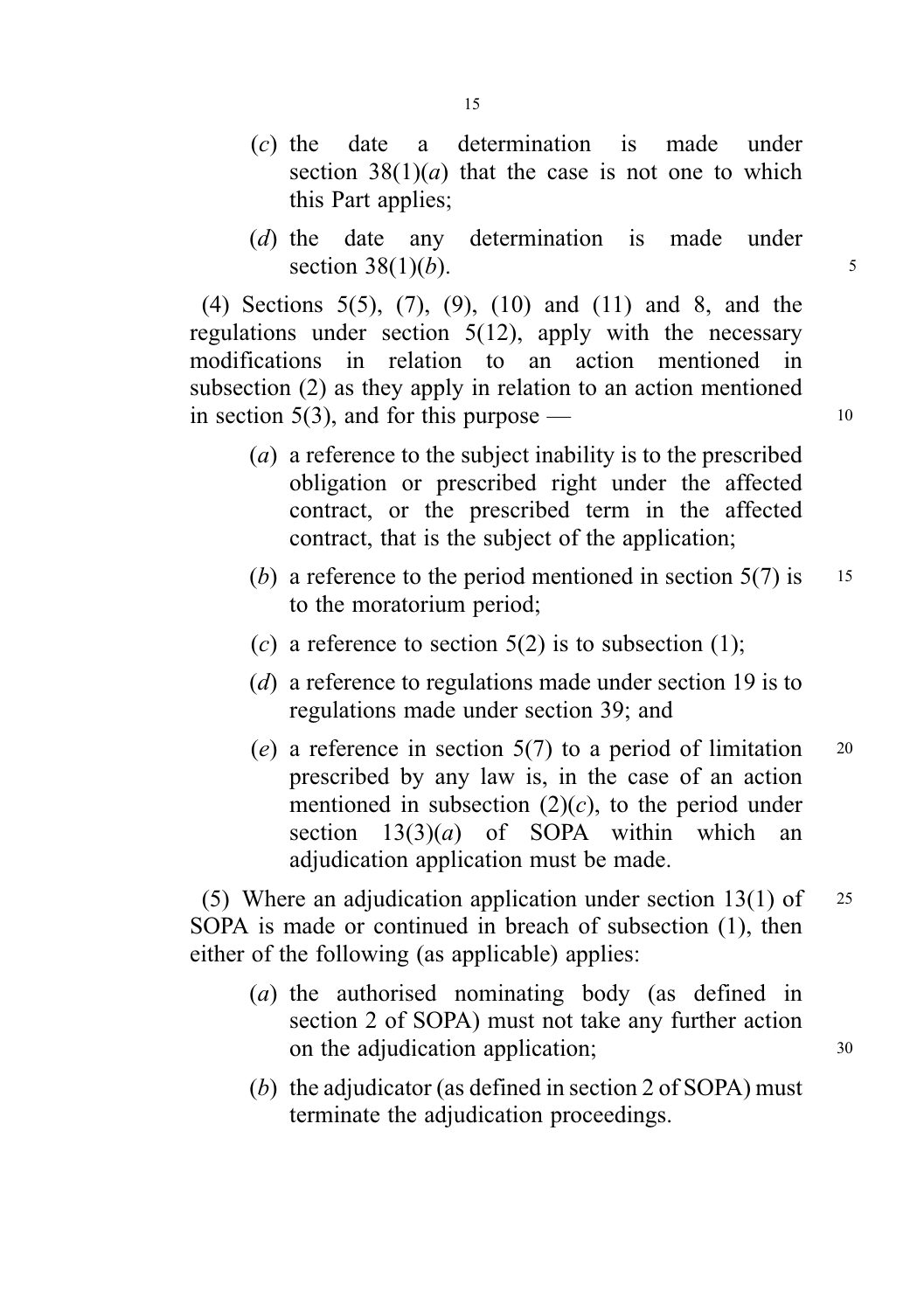(*c*) the date a determination is made under section 38(1)(*a*) that the case is not one to which this Part applies;

(*d*) the date any determination is made under section 38(1)(*b*).

(4) Sections 5(5), (7), (9), (10) and (11) and 8, and the regulations under section 5(12), apply with the necessary modifications in relation to an action mentioned in subsection (2) as they apply in relation to an action mentioned in section 5(3), and for this purpose —

(*a*) a reference to the subject inability is to the prescribed obligation or prescribed right under the affected contract, or the prescribed term in the affected contract, that is the subject of the application;

(*b*) a reference to the period mentioned in section 5(7) is to the moratorium period;

(*c*) a reference to section 5(2) is to subsection (1);

(*d*) a reference to regulations made under section 19 is to regulations made under section 39; and

(*e*) a reference in section 5(7) to a period of limitation prescribed by any law is, in the case of an action mentioned in subsection (2)(*c*), to the period under section 13(3)(*a*) of SOPA within which an adjudication application must be made.

(5) Where an adjudication application under section 13(1) of SOPA is made or continued in breach of subsection (1), then either of the following (as applicable) applies:

(*a*) the authorised nominating body (as defined in section 2 of SOPA) must not take any further action on the adjudication application;

(*b*) the adjudicator (as defined in section 2 of SOPA) must terminate the adjudication proceedings.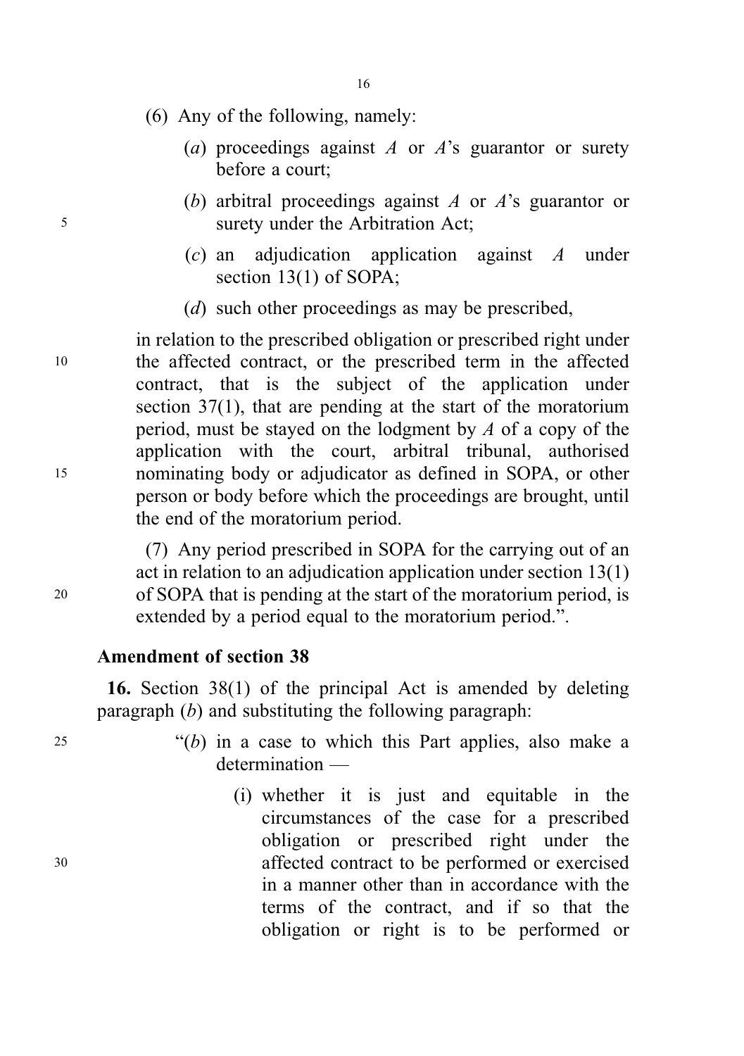(6) Any of the following, namely:

(*a*) proceedings against *A* or *A*'s guarantor or surety before a court;

(*b*) arbitral proceedings against *A* or *A*'s guarantor or surety under the Arbitration Act;

(*c*) an adjudication application against *A* under section 13(1) of SOPA;

(*d*) such other proceedings as may be prescribed,

in relation to the prescribed obligation or prescribed right under the affected contract, or the prescribed term in the affected contract, that is the subject of the application under section 37(1), that are pending at the start of the moratorium period, must be stayed on the lodgment by *A* of a copy of the application with the court, arbitral tribunal, authorised nominating body or adjudicator as defined in SOPA, or other person or body before which the proceedings are brought, until the end of the moratorium period.

(7) Any period prescribed in SOPA for the carrying out of an act in relation to an adjudication application under section 13(1) of SOPA that is pending at the start of the moratorium period, is extended by a period equal to the moratorium period.".

### Amendment of section 38

**16.** Section 38(1) of the principal Act is amended by deleting paragraph (*b*) and substituting the following paragraph:

"(*b*) in a case to which this Part applies, also make a determination —

(i) whether it is just and equitable in the circumstances of the case for a prescribed obligation or prescribed right under the affected contract to be performed or exercised in a manner other than in accordance with the terms of the contract, and if so that the obligation or right is to be performed or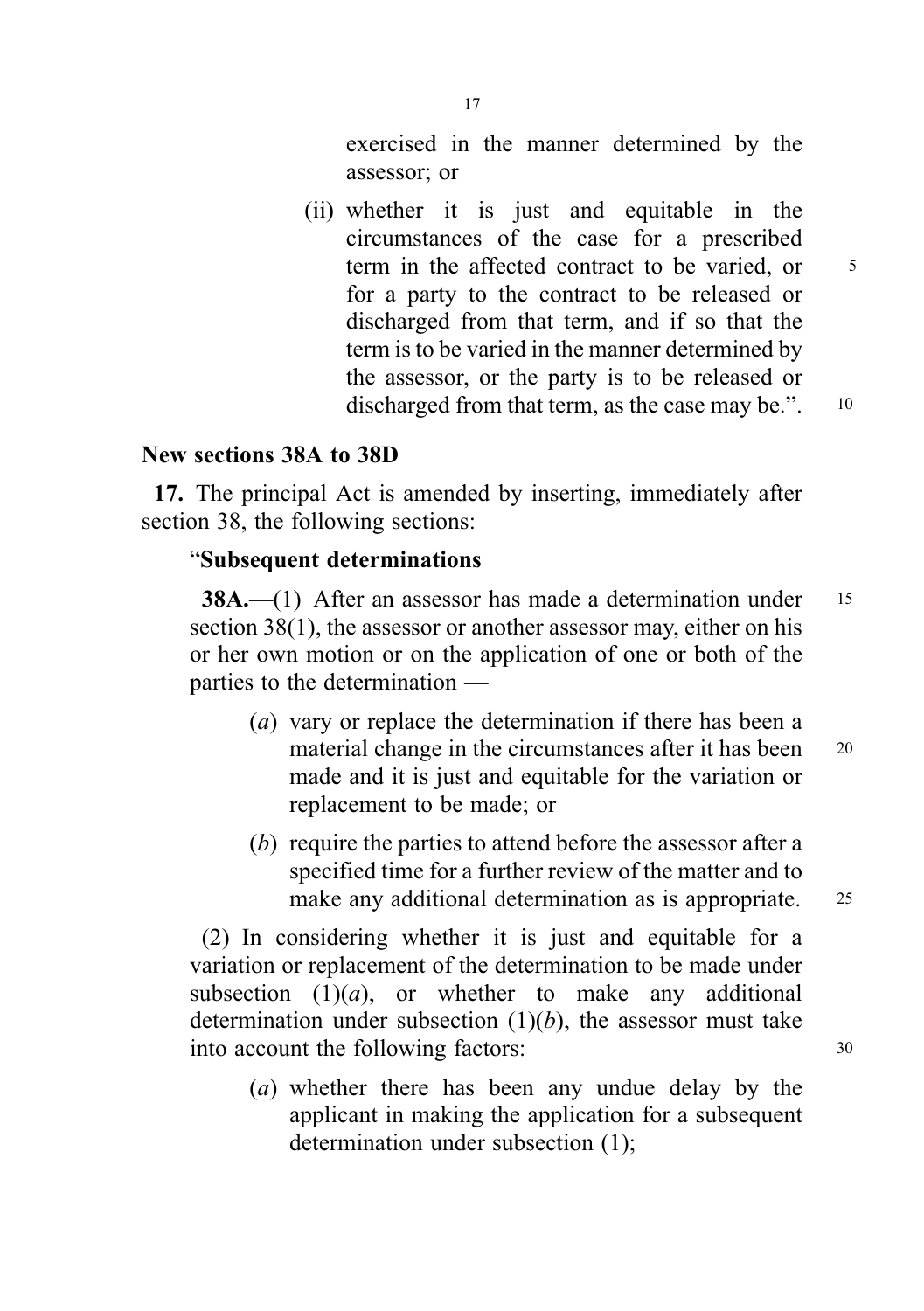exercised in the manner determined by the assessor; or

(ii) whether it is just and equitable in the circumstances of the case for a prescribed term in the affected contract to be varied, or for a party to the contract to be released or discharged from that term, and if so that the term is to be varied in the manner determined by the assessor, or the party is to be released or discharged from that term, as the case may be.".

**New sections 38A to 38D**

**17.** The principal Act is amended by inserting, immediately after section 38, the following sections:

"**Subsequent determinations**

**38A.**—(1) After an assessor has made a determination under section 38(1), the assessor or another assessor may, either on his or her own motion or on the application of one or both of the parties to the determination —

(*a*) vary or replace the determination if there has been a material change in the circumstances after it has been made and it is just and equitable for the variation or replacement to be made; or

(*b*) require the parties to attend before the assessor after a specified time for a further review of the matter and to make any additional determination as is appropriate.

(2) In considering whether it is just and equitable for a variation or replacement of the determination to be made under subsection (1)(*a*), or whether to make any additional determination under subsection (1)(*b*), the assessor must take into account the following factors:

(*a*) whether there has been any undue delay by the applicant in making the application for a subsequent determination under subsection (1);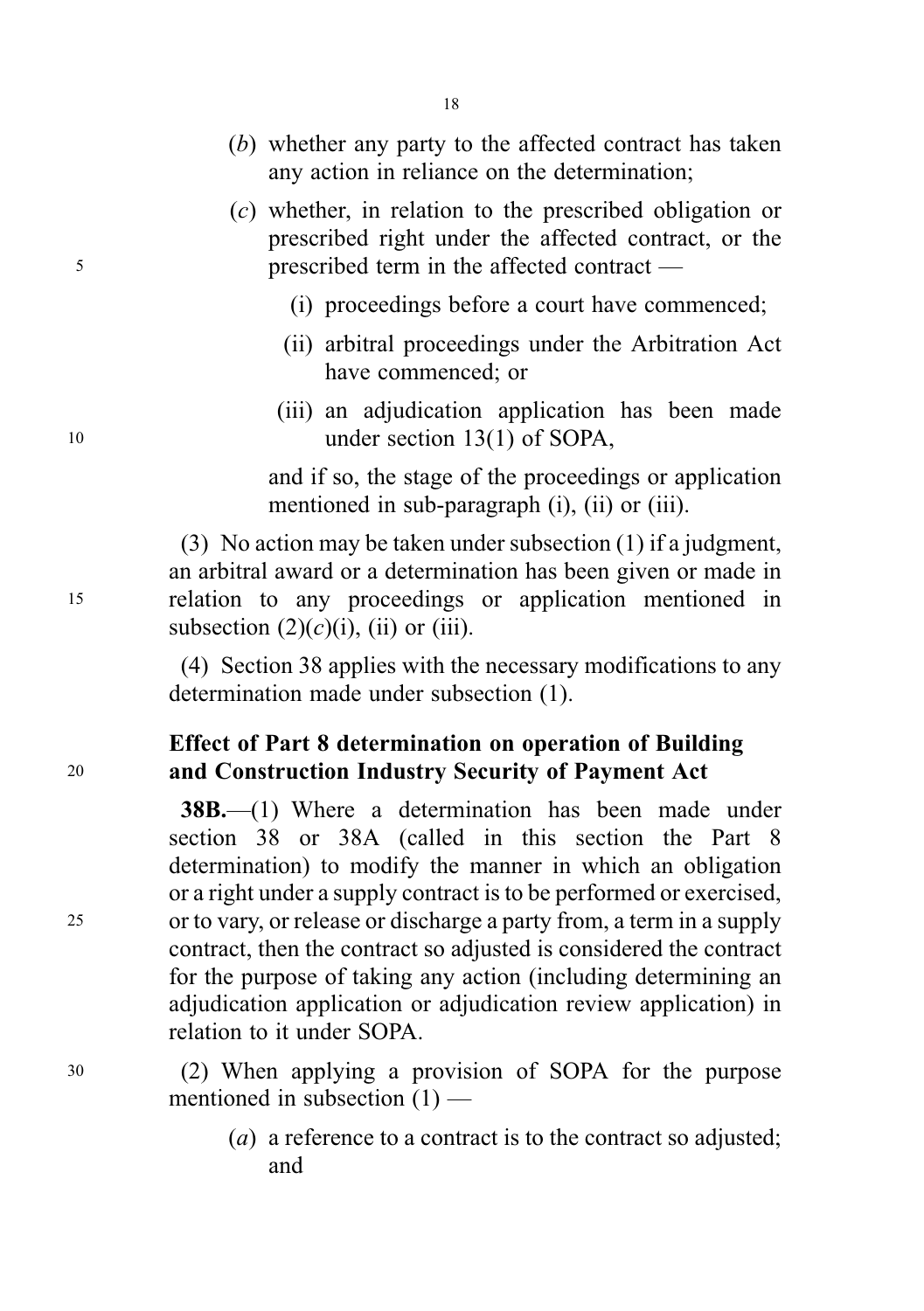(*b*) whether any party to the affected contract has taken any action in reliance on the determination;

(*c*) whether, in relation to the prescribed obligation or prescribed right under the affected contract, or the prescribed term in the affected contract —

(i) proceedings before a court have commenced;

(ii) arbitral proceedings under the Arbitration Act have commenced; or

(iii) an adjudication application has been made under section 13(1) of SOPA,

and if so, the stage of the proceedings or application mentioned in sub-paragraph (i), (ii) or (iii).

(3) No action may be taken under subsection (1) if a judgment, an arbitral award or a determination has been given or made in relation to any proceedings or application mentioned in subsection (2)(*c*)(i), (ii) or (iii).

(4) Section 38 applies with the necessary modifications to any determination made under subsection (1).

**Effect of Part 8 determination on operation of Building and Construction Industry Security of Payment Act**

**38B.**—(1) Where a determination has been made under section 38 or 38A (called in this section the Part 8 determination) to modify the manner in which an obligation or a right under a supply contract is to be performed or exercised, or to vary, or release or discharge a party from, a term in a supply contract, then the contract so adjusted is considered the contract for the purpose of taking any action (including determining an adjudication application or adjudication review application) in relation to it under SOPA.

(2) When applying a provision of SOPA for the purpose mentioned in subsection (1) —

(*a*) a reference to a contract is to the contract so adjusted; and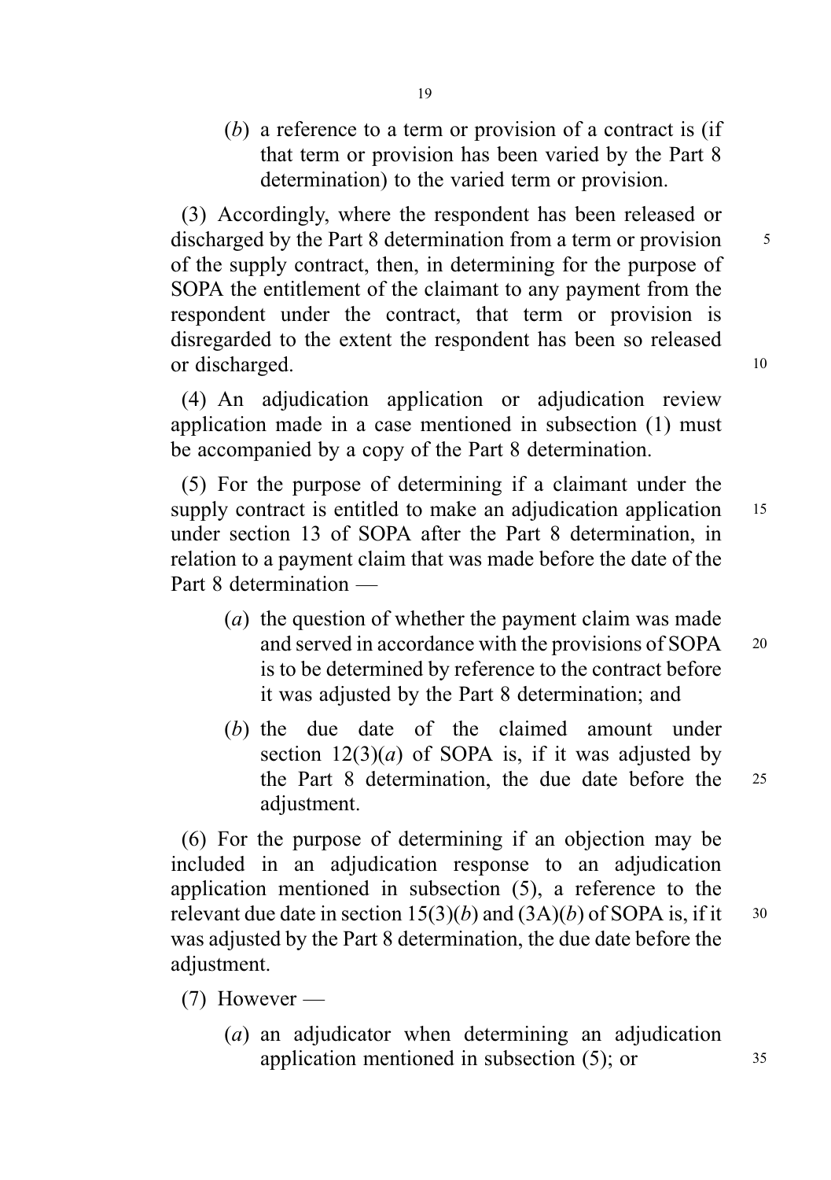(*b*) a reference to a term or provision of a contract is (if that term or provision has been varied by the Part 8 determination) to the varied term or provision.

(3) Accordingly, where the respondent has been released or discharged by the Part 8 determination from a term or provision of the supply contract, then, in determining for the purpose of SOPA the entitlement of the claimant to any payment from the respondent under the contract, that term or provision is disregarded to the extent the respondent has been so released or discharged.

(4) An adjudication application or adjudication review application made in a case mentioned in subsection (1) must be accompanied by a copy of the Part 8 determination.

(5) For the purpose of determining if a claimant under the supply contract is entitled to make an adjudication application under section 13 of SOPA after the Part 8 determination, in relation to a payment claim that was made before the date of the Part 8 determination —

(*a*) the question of whether the payment claim was made and served in accordance with the provisions of SOPA is to be determined by reference to the contract before it was adjusted by the Part 8 determination; and

(*b*) the due date of the claimed amount under section 12(3)(*a*) of SOPA is, if it was adjusted by the Part 8 determination, the due date before the adjustment.

(6) For the purpose of determining if an objection may be included in an adjudication response to an adjudication application mentioned in subsection (5), a reference to the relevant due date in section 15(3)(*b*) and (3A)(*b*) of SOPA is, if it was adjusted by the Part 8 determination, the due date before the adjustment.

(7) However —

(*a*) an adjudicator when determining an adjudication application mentioned in subsection (5); or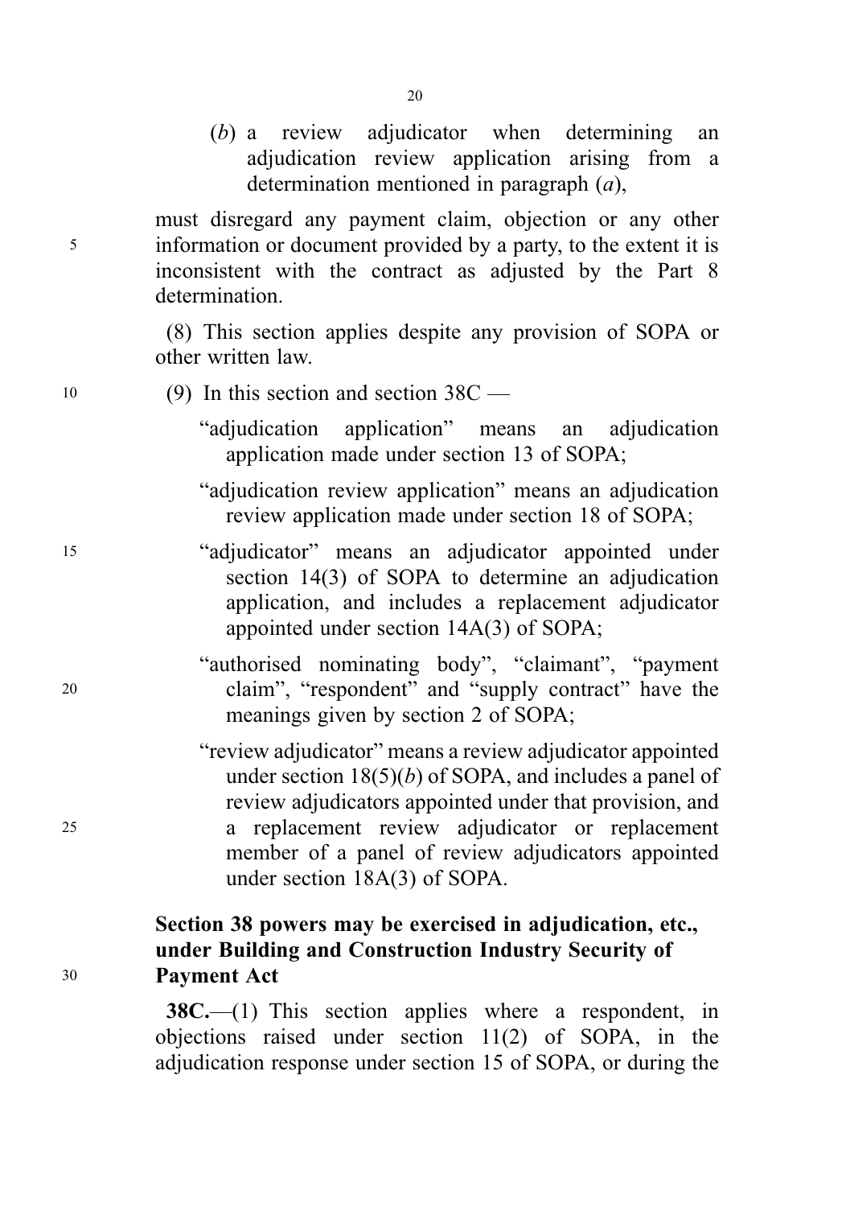(*b*) a review adjudicator when determining an adjudication review application arising from a determination mentioned in paragraph (*a*),

must disregard any payment claim, objection or any other information or document provided by a party, to the extent it is inconsistent with the contract as adjusted by the Part 8 determination.

(8) This section applies despite any provision of SOPA or other written law.

(9) In this section and section 38C —

"adjudication application" means an adjudication application made under section 13 of SOPA;

"adjudication review application" means an adjudication review application made under section 18 of SOPA;

"adjudicator" means an adjudicator appointed under section 14(3) of SOPA to determine an adjudication application, and includes a replacement adjudicator appointed under section 14A(3) of SOPA;

"authorised nominating body", "claimant", "payment claim", "respondent" and "supply contract" have the meanings given by section 2 of SOPA;

"review adjudicator" means a review adjudicator appointed under section 18(5)(*b*) of SOPA, and includes a panel of review adjudicators appointed under that provision, and a replacement review adjudicator or replacement member of a panel of review adjudicators appointed under section 18A(3) of SOPA.

**Section 38 powers may be exercised in adjudication, etc., under Building and Construction Industry Security of Payment Act**

**38C.**—(1) This section applies where a respondent, in objections raised under section 11(2) of SOPA, in the adjudication response under section 15 of SOPA, or during the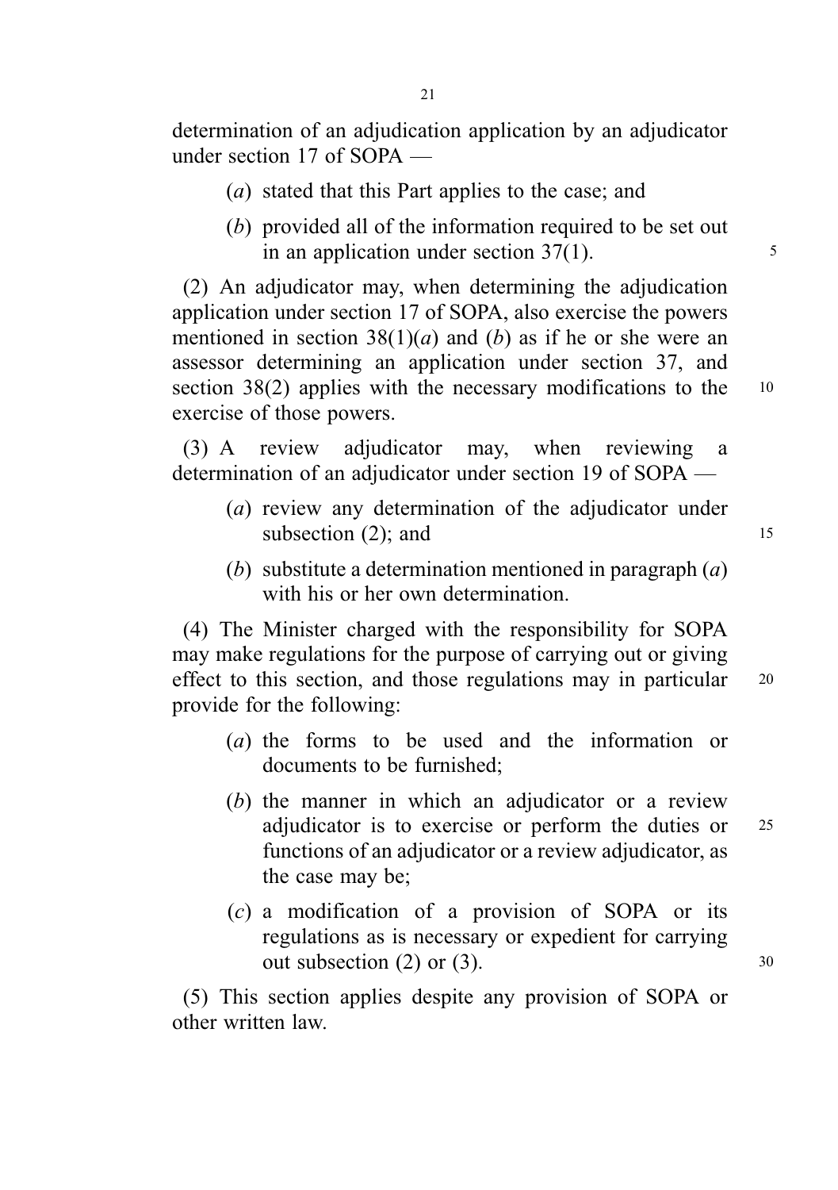determination of an adjudication application by an adjudicator under section 17 of SOPA —

(*a*) stated that this Part applies to the case; and

(*b*) provided all of the information required to be set out in an application under section 37(1).

(2) An adjudicator may, when determining the adjudication application under section 17 of SOPA, also exercise the powers mentioned in section 38(1)(*a*) and (*b*) as if he or she were an assessor determining an application under section 37, and section 38(2) applies with the necessary modifications to the exercise of those powers.

(3) A review adjudicator may, when reviewing a determination of an adjudicator under section 19 of SOPA —

(*a*) review any determination of the adjudicator under subsection (2); and

(*b*) substitute a determination mentioned in paragraph (*a*) with his or her own determination.

(4) The Minister charged with the responsibility for SOPA may make regulations for the purpose of carrying out or giving effect to this section, and those regulations may in particular provide for the following:

(*a*) the forms to be used and the information or documents to be furnished;

(*b*) the manner in which an adjudicator or a review adjudicator is to exercise or perform the duties or functions of an adjudicator or a review adjudicator, as the case may be;

(*c*) a modification of a provision of SOPA or its regulations as is necessary or expedient for carrying out subsection (2) or (3).

(5) This section applies despite any provision of SOPA or other written law.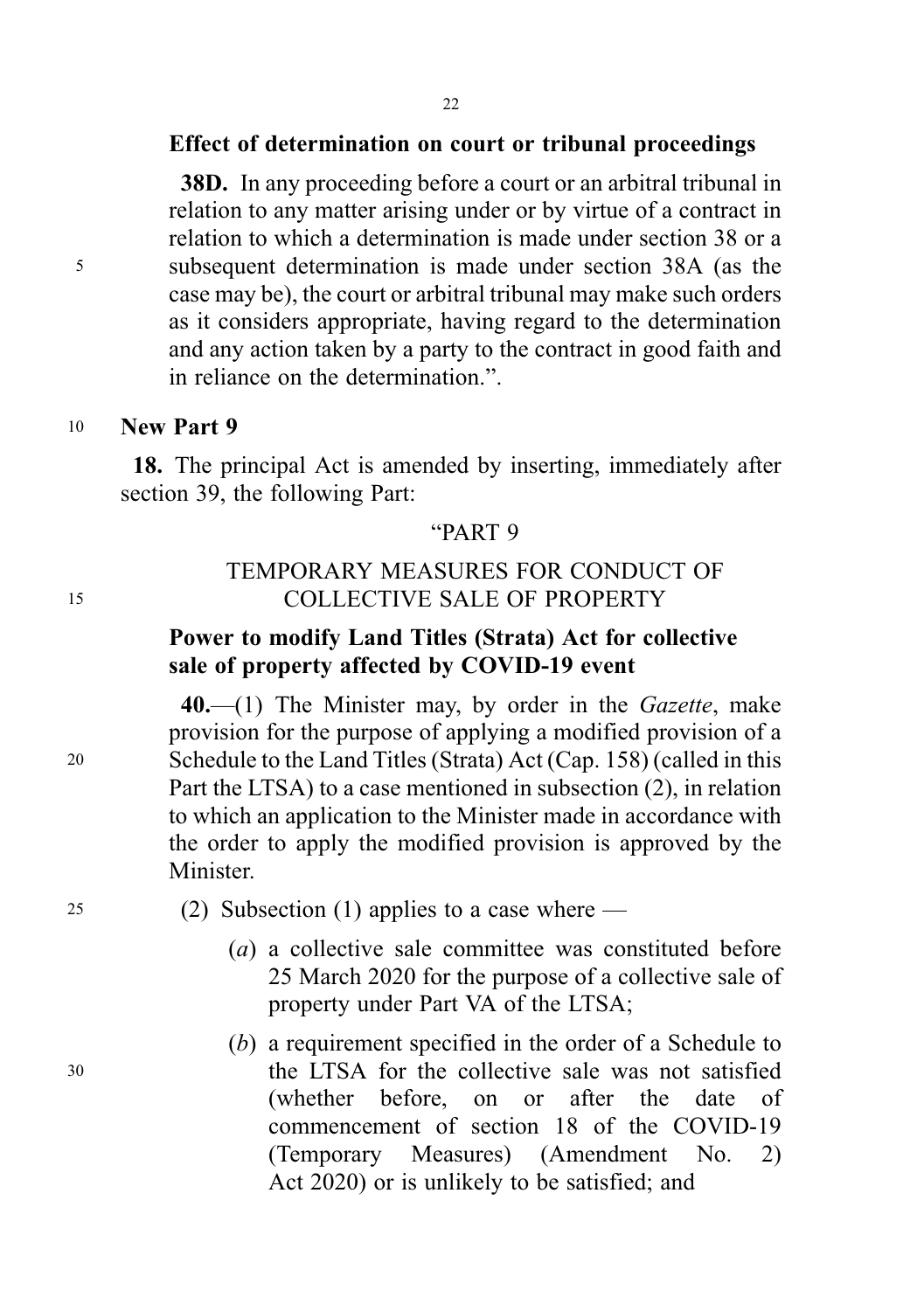**Effect of determination on court or tribunal proceedings**

**38D.** In any proceeding before a court or an arbitral tribunal in relation to any matter arising under or by virtue of a contract in relation to which a determination is made under section 38 or a subsequent determination is made under section 38A (as the case may be), the court or arbitral tribunal may make such orders as it considers appropriate, having regard to the determination and any action taken by a party to the contract in good faith and in reliance on the determination.".

**New Part 9**

**18.** The principal Act is amended by inserting, immediately after section 39, the following Part:

"PART 9

TEMPORARY MEASURES FOR CONDUCT OF COLLECTIVE SALE OF PROPERTY

**Power to modify Land Titles (Strata) Act for collective sale of property affected by COVID-19 event**

**40.**—(1) The Minister may, by order in the *Gazette*, make provision for the purpose of applying a modified provision of a Schedule to the Land Titles (Strata) Act (Cap. 158) (called in this Part the LTSA) to a case mentioned in subsection (2), in relation to which an application to the Minister made in accordance with the order to apply the modified provision is approved by the Minister.

(2) Subsection (1) applies to a case where —

(*a*) a collective sale committee was constituted before 25 March 2020 for the purpose of a collective sale of property under Part VA of the LTSA;

(*b*) a requirement specified in the order of a Schedule to the LTSA for the collective sale was not satisfied (whether before, on or after the date of commencement of section 18 of the COVID-19 (Temporary Measures) (Amendment No. 2) Act 2020) or is unlikely to be satisfied; and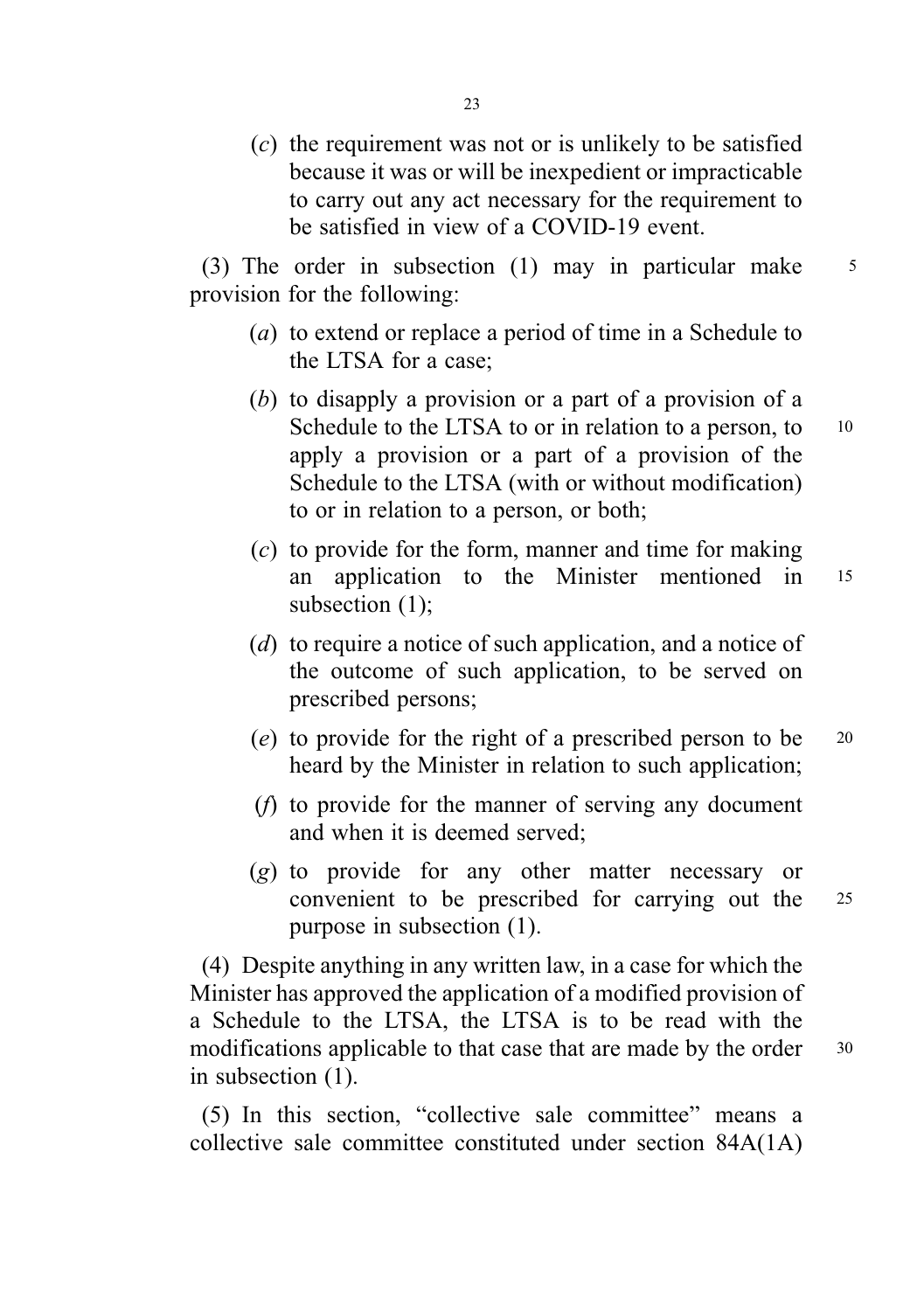(*c*) the requirement was not or is unlikely to be satisfied because it was or will be inexpedient or impracticable to carry out any act necessary for the requirement to be satisfied in view of a COVID-19 event.

(3) The order in subsection (1) may in particular make provision for the following:

(*a*) to extend or replace a period of time in a Schedule to the LTSA for a case;

(*b*) to disapply a provision or a part of a provision of a Schedule to the LTSA to or in relation to a person, to apply a provision or a part of a provision of the Schedule to the LTSA (with or without modification) to or in relation to a person, or both;

(*c*) to provide for the form, manner and time for making an application to the Minister mentioned in subsection (1);

(*d*) to require a notice of such application, and a notice of the outcome of such application, to be served on prescribed persons;

(*e*) to provide for the right of a prescribed person to be heard by the Minister in relation to such application;

(*f*) to provide for the manner of serving any document and when it is deemed served;

(*g*) to provide for any other matter necessary or convenient to be prescribed for carrying out the purpose in subsection (1).

(4) Despite anything in any written law, in a case for which the Minister has approved the application of a modified provision of a Schedule to the LTSA, the LTSA is to be read with the modifications applicable to that case that are made by the order in subsection (1).

(5) In this section, "collective sale committee" means a collective sale committee constituted under section 84A(1A)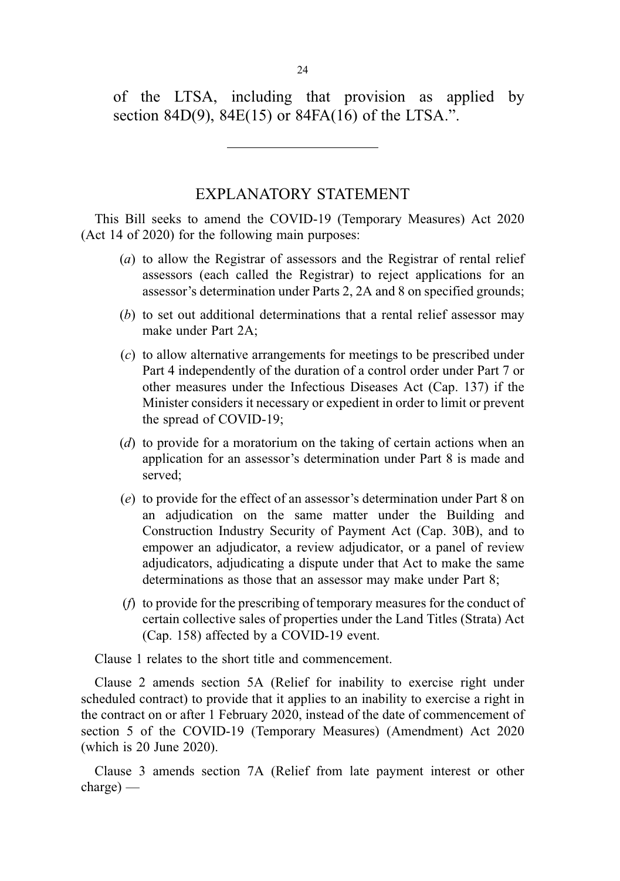of the LTSA, including that provision as applied by section 84D(9), 84E(15) or 84FA(16) of the LTSA.".

---

## EXPLANATORY STATEMENT

This Bill seeks to amend the COVID-19 (Temporary Measures) Act 2020 (Act 14 of 2020) for the following main purposes:

(*a*) to allow the Registrar of assessors and the Registrar of rental relief assessors (each called the Registrar) to reject applications for an assessor's determination under Parts 2, 2A and 8 on specified grounds;

(*b*) to set out additional determinations that a rental relief assessor may make under Part 2A;

(*c*) to allow alternative arrangements for meetings to be prescribed under Part 4 independently of the duration of a control order under Part 7 or other measures under the Infectious Diseases Act (Cap. 137) if the Minister considers it necessary or expedient in order to limit or prevent the spread of COVID-19;

(*d*) to provide for a moratorium on the taking of certain actions when an application for an assessor's determination under Part 8 is made and served;

(*e*) to provide for the effect of an assessor's determination under Part 8 on an adjudication on the same matter under the Building and Construction Industry Security of Payment Act (Cap. 30B), and to empower an adjudicator, a review adjudicator, or a panel of review adjudicators, adjudicating a dispute under that Act to make the same determinations as those that an assessor may make under Part 8;

(*f*) to provide for the prescribing of temporary measures for the conduct of certain collective sales of properties under the Land Titles (Strata) Act (Cap. 158) affected by a COVID-19 event.

Clause 1 relates to the short title and commencement.

Clause 2 amends section 5A (Relief for inability to exercise right under scheduled contract) to provide that it applies to an inability to exercise a right in the contract on or after 1 February 2020, instead of the date of commencement of section 5 of the COVID-19 (Temporary Measures) (Amendment) Act 2020 (which is 20 June 2020).

Clause 3 amends section 7A (Relief from late payment interest or other charge) —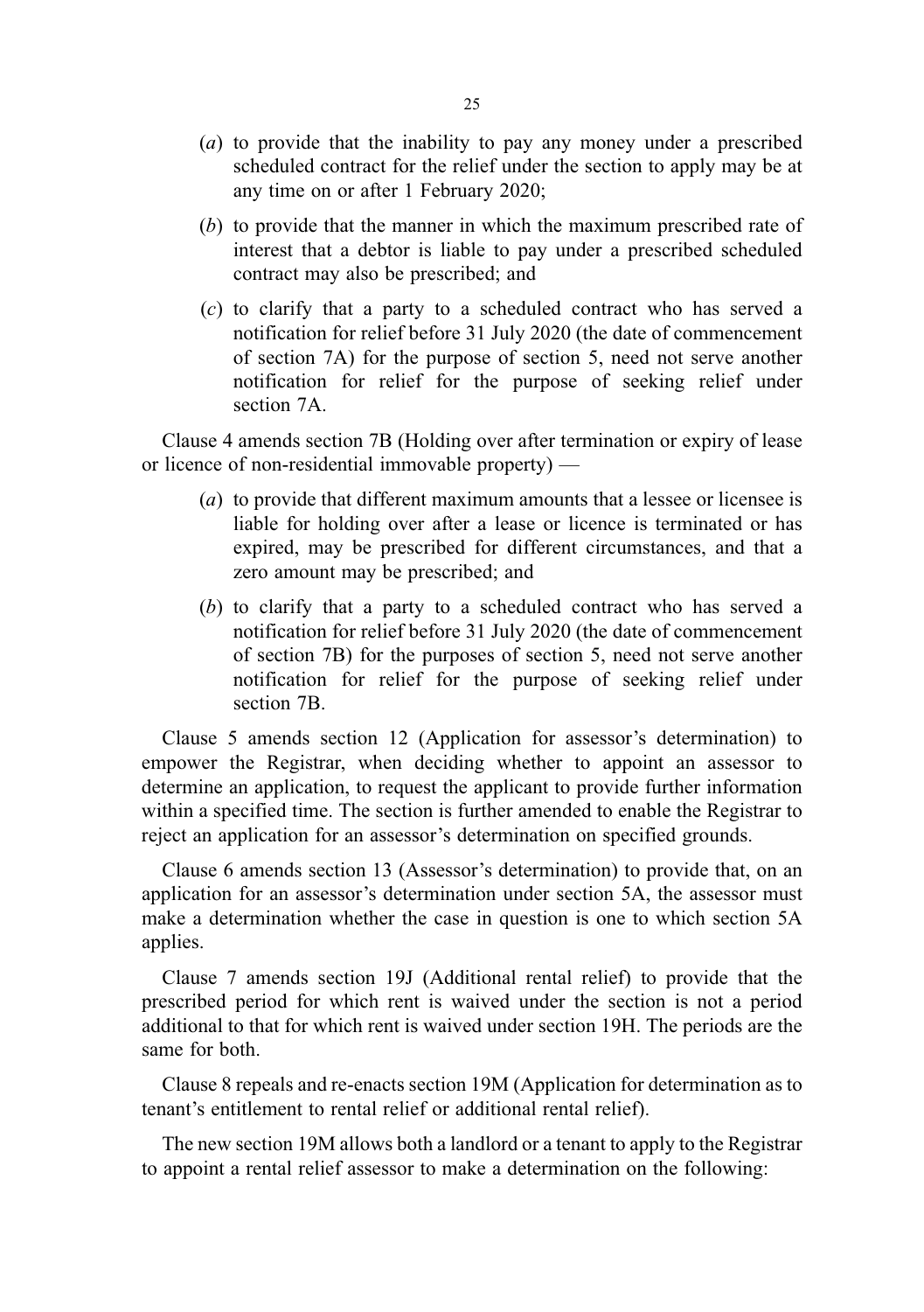- (*a*) to provide that the inability to pay any money under a prescribed scheduled contract for the relief under the section to apply may be at any time on or after 1 February 2020;
- (*b*) to provide that the manner in which the maximum prescribed rate of interest that a debtor is liable to pay under a prescribed scheduled contract may also be prescribed; and
- (*c*) to clarify that a party to a scheduled contract who has served a notification for relief before 31 July 2020 (the date of commencement of section 7A) for the purpose of section 5, need not serve another notification for relief for the purpose of seeking relief under section 7A.

Clause 4 amends section 7B (Holding over after termination or expiry of lease or licence of non-residential immovable property) —

- (*a*) to provide that different maximum amounts that a lessee or licensee is liable for holding over after a lease or licence is terminated or has expired, may be prescribed for different circumstances, and that a zero amount may be prescribed; and
- (*b*) to clarify that a party to a scheduled contract who has served a notification for relief before 31 July 2020 (the date of commencement of section 7B) for the purposes of section 5, need not serve another notification for relief for the purpose of seeking relief under section 7B.

Clause 5 amends section 12 (Application for assessor's determination) to empower the Registrar, when deciding whether to appoint an assessor to determine an application, to request the applicant to provide further information within a specified time. The section is further amended to enable the Registrar to reject an application for an assessor's determination on specified grounds.

Clause 6 amends section 13 (Assessor's determination) to provide that, on an application for an assessor's determination under section 5A, the assessor must make a determination whether the case in question is one to which section 5A applies.

Clause 7 amends section 19J (Additional rental relief) to provide that the prescribed period for which rent is waived under the section is not a period additional to that for which rent is waived under section 19H. The periods are the same for both.

Clause 8 repeals and re-enacts section 19M (Application for determination as to tenant's entitlement to rental relief or additional rental relief).

The new section 19M allows both a landlord or a tenant to apply to the Registrar to appoint a rental relief assessor to make a determination on the following: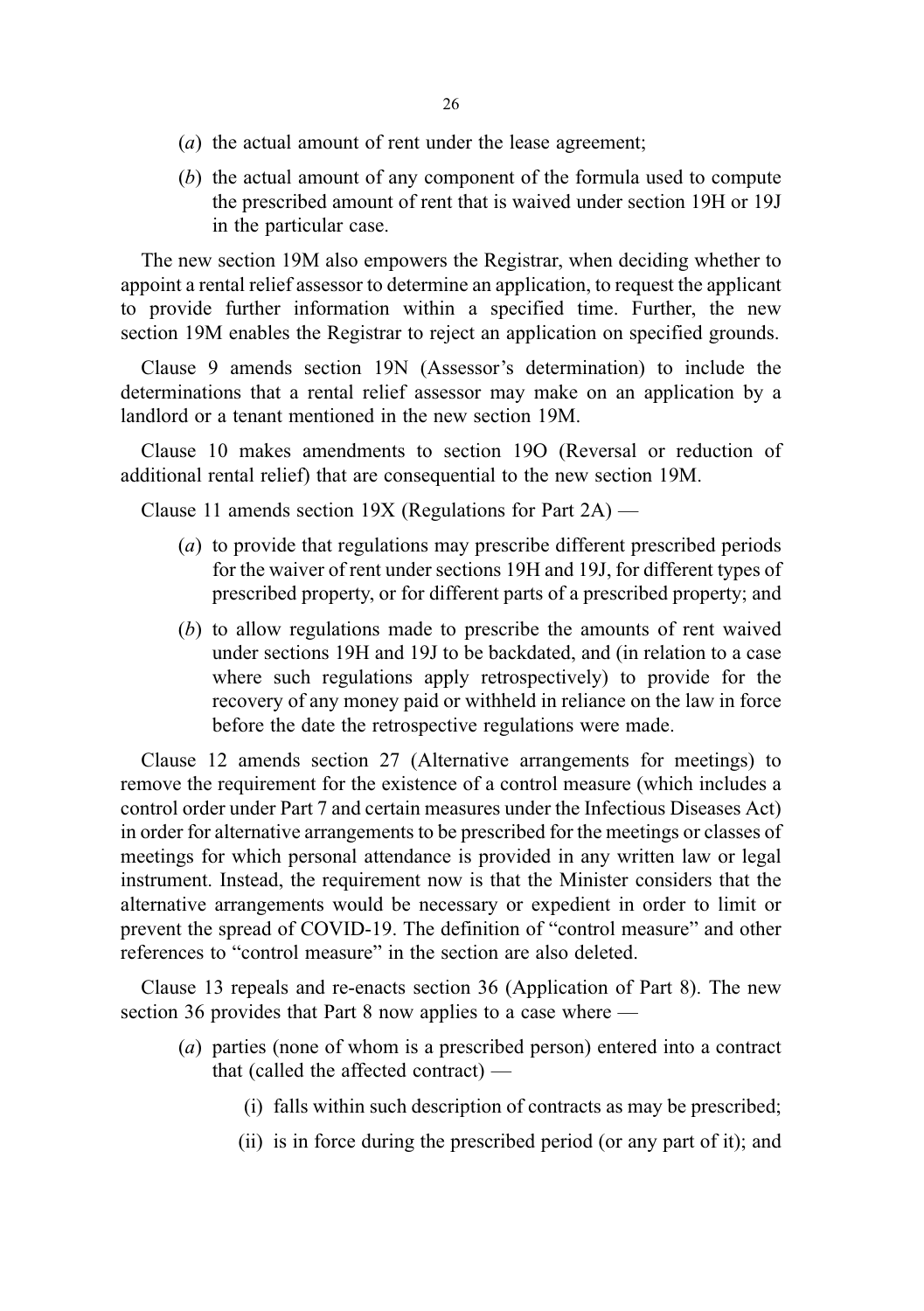(*a*) the actual amount of rent under the lease agreement;

(*b*) the actual amount of any component of the formula used to compute the prescribed amount of rent that is waived under section 19H or 19J in the particular case.

The new section 19M also empowers the Registrar, when deciding whether to appoint a rental relief assessor to determine an application, to request the applicant to provide further information within a specified time. Further, the new section 19M enables the Registrar to reject an application on specified grounds.

Clause 9 amends section 19N (Assessor's determination) to include the determinations that a rental relief assessor may make on an application by a landlord or a tenant mentioned in the new section 19M.

Clause 10 makes amendments to section 19O (Reversal or reduction of additional rental relief) that are consequential to the new section 19M.

Clause 11 amends section 19X (Regulations for Part 2A) —

(*a*) to provide that regulations may prescribe different prescribed periods for the waiver of rent under sections 19H and 19J, for different types of prescribed property, or for different parts of a prescribed property; and

(*b*) to allow regulations made to prescribe the amounts of rent waived under sections 19H and 19J to be backdated, and (in relation to a case where such regulations apply retrospectively) to provide for the recovery of any money paid or withheld in reliance on the law in force before the date the retrospective regulations were made.

Clause 12 amends section 27 (Alternative arrangements for meetings) to remove the requirement for the existence of a control measure (which includes a control order under Part 7 and certain measures under the Infectious Diseases Act) in order for alternative arrangements to be prescribed for the meetings or classes of meetings for which personal attendance is provided in any written law or legal instrument. Instead, the requirement now is that the Minister considers that the alternative arrangements would be necessary or expedient in order to limit or prevent the spread of COVID-19. The definition of "control measure" and other references to "control measure" in the section are also deleted.

Clause 13 repeals and re-enacts section 36 (Application of Part 8). The new section 36 provides that Part 8 now applies to a case where —

(*a*) parties (none of whom is a prescribed person) entered into a contract that (called the affected contract) —

(i) falls within such description of contracts as may be prescribed;

(ii) is in force during the prescribed period (or any part of it); and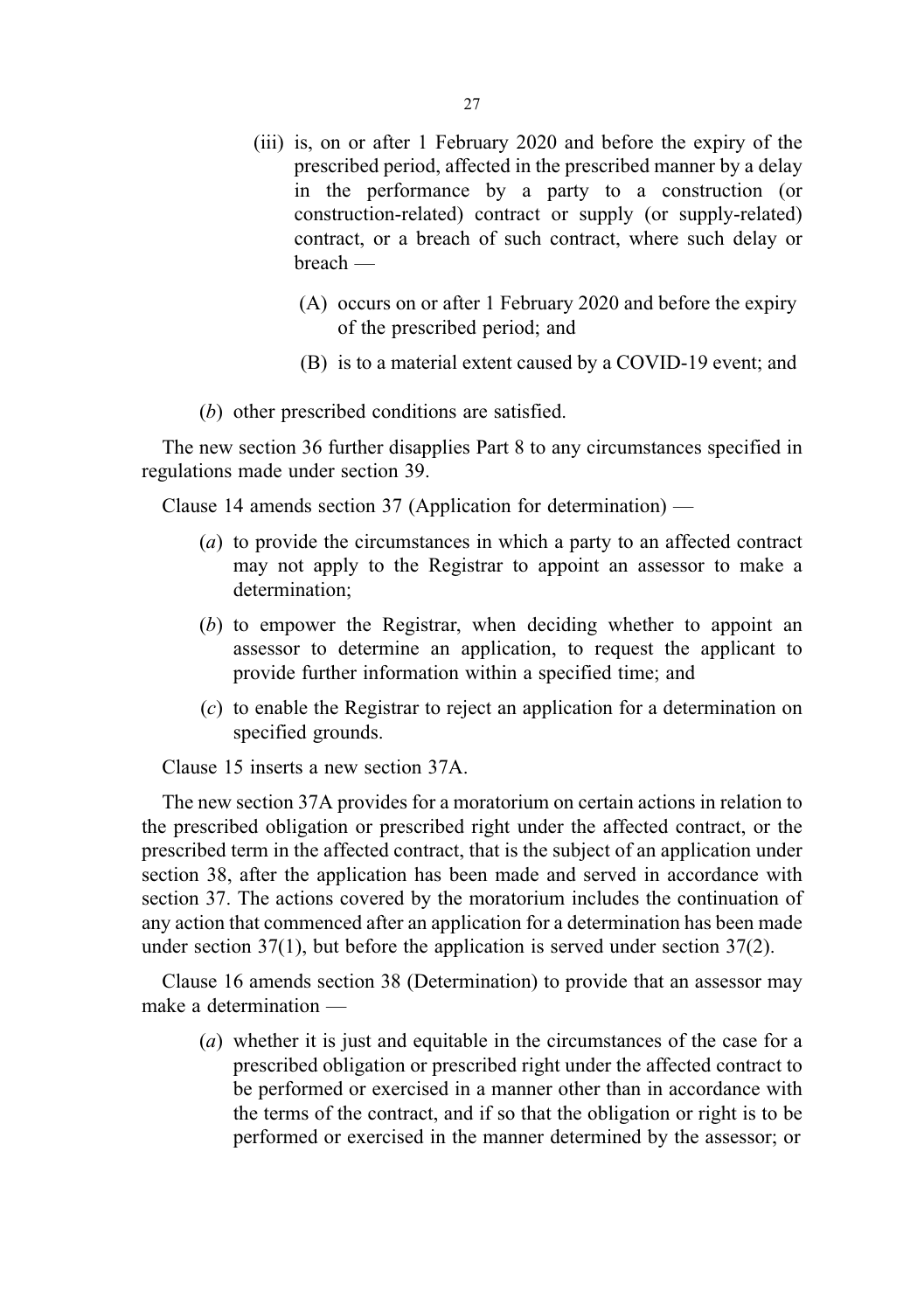- (iii) is, on or after 1 February 2020 and before the expiry of the prescribed period, affected in the prescribed manner by a delay in the performance by a party to a construction (or construction-related) contract or supply (or supply-related) contract, or a breach of such contract, where such delay or breach —
  - (A) occurs on or after 1 February 2020 and before the expiry of the prescribed period; and
  - (B) is to a material extent caused by a COVID-19 event; and

- (*b*) other prescribed conditions are satisfied.

The new section 36 further disapplies Part 8 to any circumstances specified in regulations made under section 39.

Clause 14 amends section 37 (Application for determination) —

- (*a*) to provide the circumstances in which a party to an affected contract may not apply to the Registrar to appoint an assessor to make a determination;
- (*b*) to empower the Registrar, when deciding whether to appoint an assessor to determine an application, to request the applicant to provide further information within a specified time; and
- (*c*) to enable the Registrar to reject an application for a determination on specified grounds.

Clause 15 inserts a new section 37A.

The new section 37A provides for a moratorium on certain actions in relation to the prescribed obligation or prescribed right under the affected contract, or the prescribed term in the affected contract, that is the subject of an application under section 38, after the application has been made and served in accordance with section 37. The actions covered by the moratorium includes the continuation of any action that commenced after an application for a determination has been made under section 37(1), but before the application is served under section 37(2).

Clause 16 amends section 38 (Determination) to provide that an assessor may make a determination —

- (*a*) whether it is just and equitable in the circumstances of the case for a prescribed obligation or prescribed right under the affected contract to be performed or exercised in a manner other than in accordance with the terms of the contract, and if so that the obligation or right is to be performed or exercised in the manner determined by the assessor; or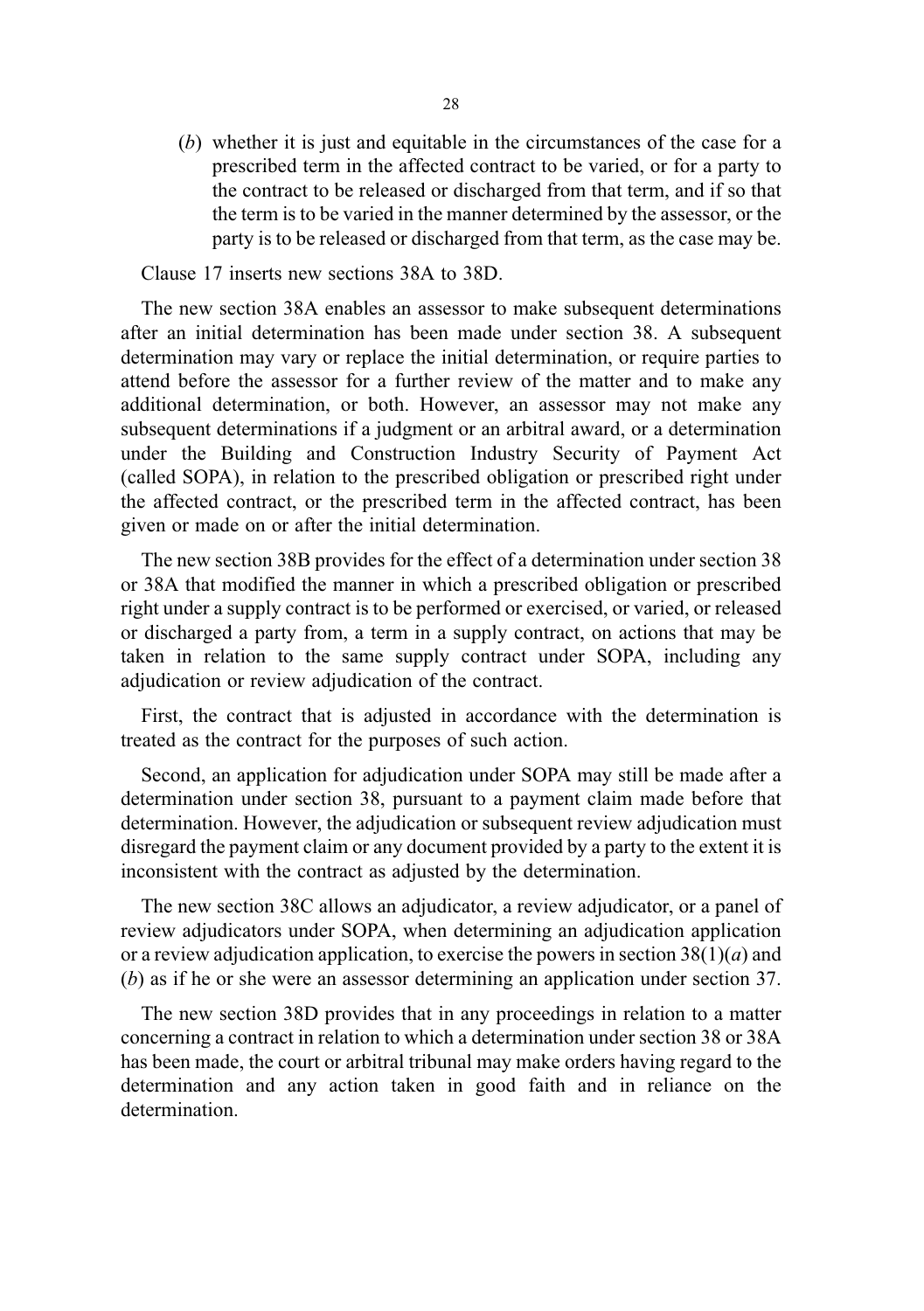(*b*) whether it is just and equitable in the circumstances of the case for a prescribed term in the affected contract to be varied, or for a party to the contract to be released or discharged from that term, and if so that the term is to be varied in the manner determined by the assessor, or the party is to be released or discharged from that term, as the case may be.

Clause 17 inserts new sections 38A to 38D.

The new section 38A enables an assessor to make subsequent determinations after an initial determination has been made under section 38. A subsequent determination may vary or replace the initial determination, or require parties to attend before the assessor for a further review of the matter and to make any additional determination, or both. However, an assessor may not make any subsequent determinations if a judgment or an arbitral award, or a determination under the Building and Construction Industry Security of Payment Act (called SOPA), in relation to the prescribed obligation or prescribed right under the affected contract, or the prescribed term in the affected contract, has been given or made on or after the initial determination.

The new section 38B provides for the effect of a determination under section 38 or 38A that modified the manner in which a prescribed obligation or prescribed right under a supply contract is to be performed or exercised, or varied, or released or discharged a party from, a term in a supply contract, on actions that may be taken in relation to the same supply contract under SOPA, including any adjudication or review adjudication of the contract.

First, the contract that is adjusted in accordance with the determination is treated as the contract for the purposes of such action.

Second, an application for adjudication under SOPA may still be made after a determination under section 38, pursuant to a payment claim made before that determination. However, the adjudication or subsequent review adjudication must disregard the payment claim or any document provided by a party to the extent it is inconsistent with the contract as adjusted by the determination.

The new section 38C allows an adjudicator, a review adjudicator, or a panel of review adjudicators under SOPA, when determining an adjudication application or a review adjudication application, to exercise the powers in section 38(1)(*a*) and (*b*) as if he or she were an assessor determining an application under section 37.

The new section 38D provides that in any proceedings in relation to a matter concerning a contract in relation to which a determination under section 38 or 38A has been made, the court or arbitral tribunal may make orders having regard to the determination and any action taken in good faith and in reliance on the determination.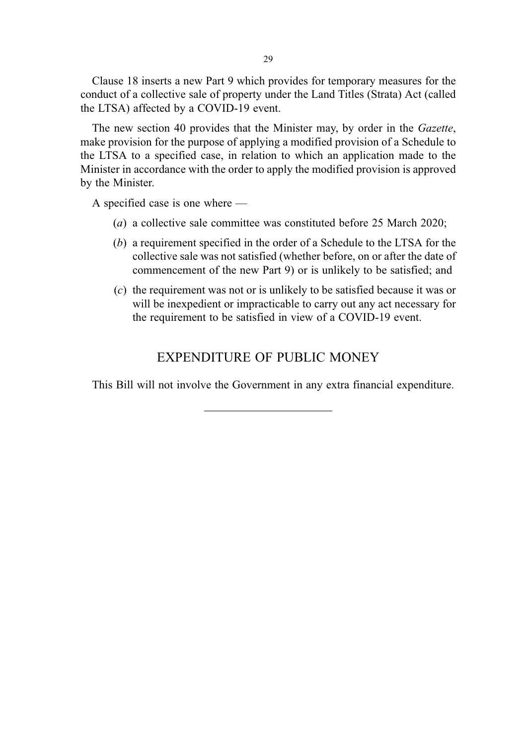Clause 18 inserts a new Part 9 which provides for temporary measures for the conduct of a collective sale of property under the Land Titles (Strata) Act (called the LTSA) affected by a COVID-19 event.

The new section 40 provides that the Minister may, by order in the *Gazette*, make provision for the purpose of applying a modified provision of a Schedule to the LTSA to a specified case, in relation to which an application made to the Minister in accordance with the order to apply the modified provision is approved by the Minister.

A specified case is one where —

(*a*) a collective sale committee was constituted before 25 March 2020;

(*b*) a requirement specified in the order of a Schedule to the LTSA for the collective sale was not satisfied (whether before, on or after the date of commencement of the new Part 9) or is unlikely to be satisfied; and

(*c*) the requirement was not or is unlikely to be satisfied because it was or will be inexpedient or impracticable to carry out any act necessary for the requirement to be satisfied in view of a COVID-19 event.

## EXPENDITURE OF PUBLIC MONEY

This Bill will not involve the Government in any extra financial expenditure.